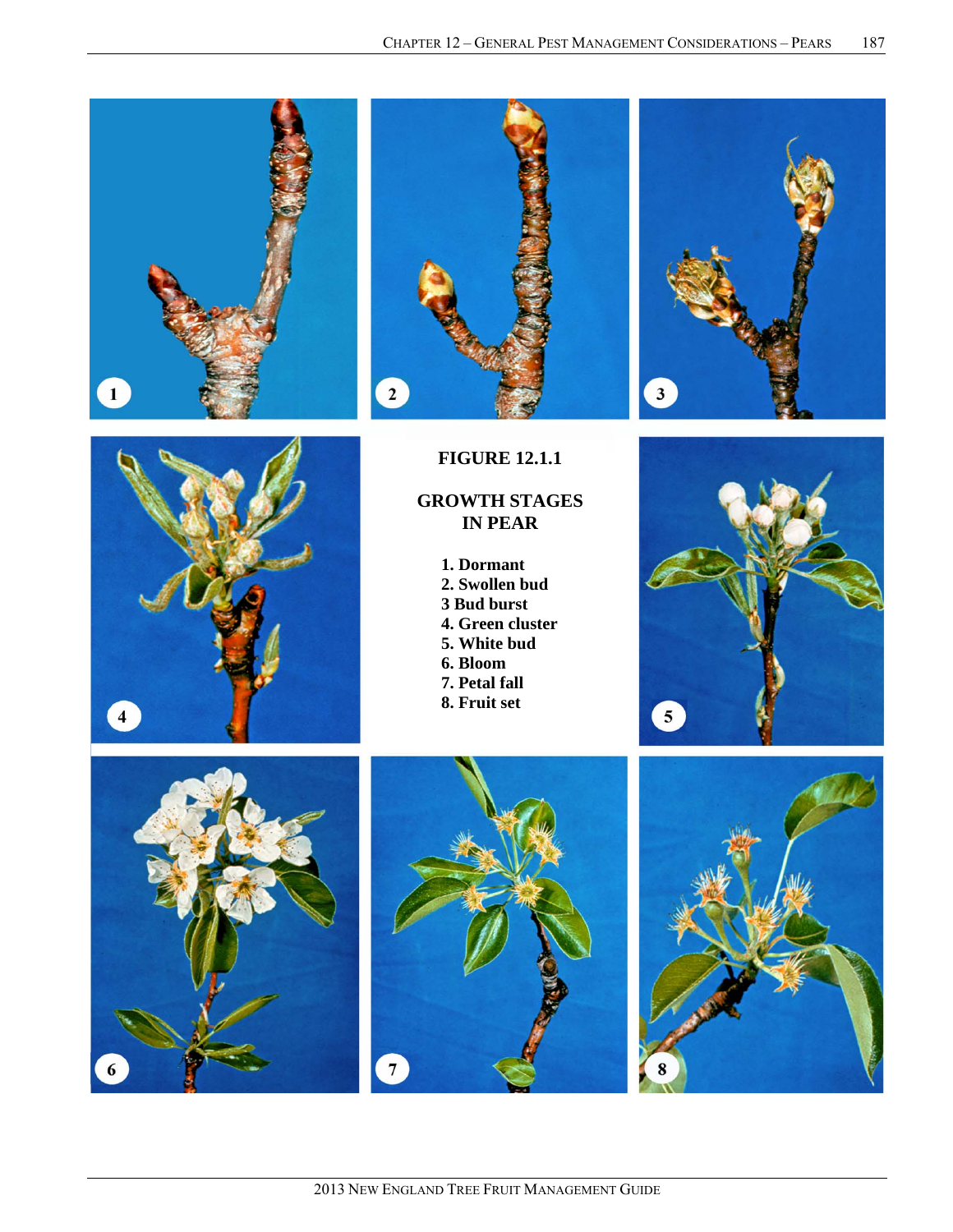**FIGURE 12.1.1**

**GROWTH STAGES IN PEAR**

1. Dormant
2. Swollen bud
3 Bud burst
4. Green cluster
5. White bud
6. Bloom
7. Petal fall
8. Fruit set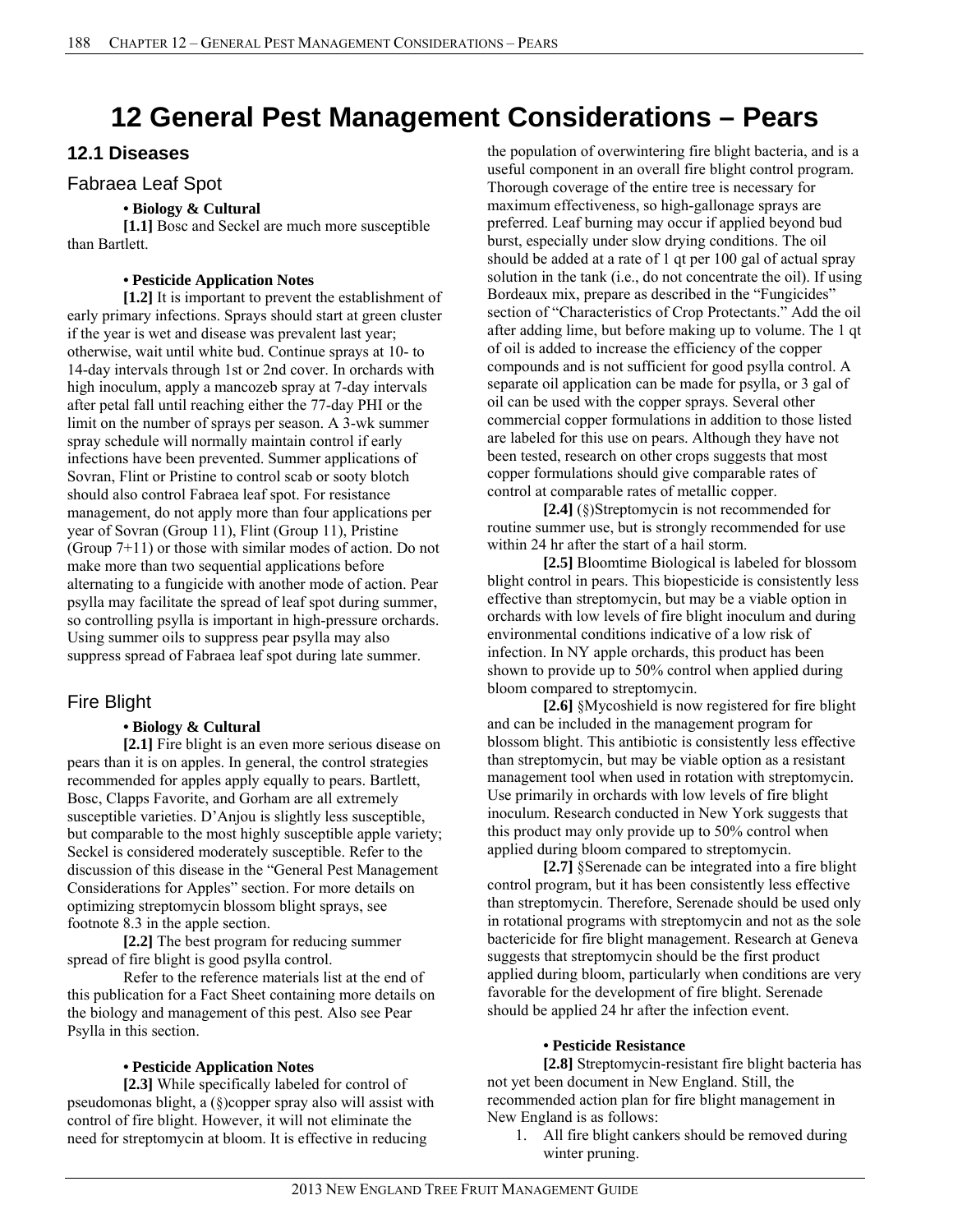# 12 General Pest Management Considerations – Pears

## 12.1 Diseases

### Fabraea Leaf Spot

**• Biology & Cultural**

**[1.1]** Bosc and Seckel are much more susceptible than Bartlett.

**• Pesticide Application Notes**

**[1.2]** It is important to prevent the establishment of early primary infections. Sprays should start at green cluster if the year is wet and disease was prevalent last year; otherwise, wait until white bud. Continue sprays at 10- to 14-day intervals through 1st or 2nd cover. In orchards with high inoculum, apply a mancozeb spray at 7-day intervals after petal fall until reaching either the 77-day PHI or the limit on the number of sprays per season. A 3-wk summer spray schedule will normally maintain control if early infections have been prevented. Summer applications of Sovran, Flint or Pristine to control scab or sooty blotch should also control Fabraea leaf spot. For resistance management, do not apply more than four applications per year of Sovran (Group 11), Flint (Group 11), Pristine (Group 7+11) or those with similar modes of action. Do not make more than two sequential applications before alternating to a fungicide with another mode of action. Pear psylla may facilitate the spread of leaf spot during summer, so controlling psylla is important in high-pressure orchards. Using summer oils to suppress pear psylla may also suppress spread of Fabraea leaf spot during late summer.

### Fire Blight

**• Biology & Cultural**

**[2.1]** Fire blight is an even more serious disease on pears than it is on apples. In general, the control strategies recommended for apples apply equally to pears. Bartlett, Bosc, Clapps Favorite, and Gorham are all extremely susceptible varieties. D'Anjou is slightly less susceptible, but comparable to the most highly susceptible apple variety; Seckel is considered moderately susceptible. Refer to the discussion of this disease in the "General Pest Management Considerations for Apples" section. For more details on optimizing streptomycin blossom blight sprays, see footnote 8.3 in the apple section.

**[2.2]** The best program for reducing summer spread of fire blight is good psylla control.

Refer to the reference materials list at the end of this publication for a Fact Sheet containing more details on the biology and management of this pest. Also see Pear Psylla in this section.

**• Pesticide Application Notes**

**[2.3]** While specifically labeled for control of pseudomonas blight, a (§)copper spray also will assist with control of fire blight. However, it will not eliminate the need for streptomycin at bloom. It is effective in reducing the population of overwintering fire blight bacteria, and is a useful component in an overall fire blight control program. Thorough coverage of the entire tree is necessary for maximum effectiveness, so high-gallonage sprays are preferred. Leaf burning may occur if applied beyond bud burst, especially under slow drying conditions. The oil should be added at a rate of 1 qt per 100 gal of actual spray solution in the tank (i.e., do not concentrate the oil). If using Bordeaux mix, prepare as described in the "Fungicides" section of "Characteristics of Crop Protectants." Add the oil after adding lime, but before making up to volume. The 1 qt of oil is added to increase the efficiency of the copper compounds and is not sufficient for good psylla control. A separate oil application can be made for psylla, or 3 gal of oil can be used with the copper sprays. Several other commercial copper formulations in addition to those listed are labeled for this use on pears. Although they have not been tested, research on other crops suggests that most copper formulations should give comparable rates of control at comparable rates of metallic copper.

**[2.4]** (§)Streptomycin is not recommended for routine summer use, but is strongly recommended for use within 24 hr after the start of a hail storm.

**[2.5]** Bloomtime Biological is labeled for blossom blight control in pears. This biopesticide is consistently less effective than streptomycin, but may be a viable option in orchards with low levels of fire blight inoculum and during environmental conditions indicative of a low risk of infection. In NY apple orchards, this product has been shown to provide up to 50% control when applied during bloom compared to streptomycin.

**[2.6]** §Mycoshield is now registered for fire blight and can be included in the management program for blossom blight. This antibiotic is consistently less effective than streptomycin, but may be viable option as a resistant management tool when used in rotation with streptomycin. Use primarily in orchards with low levels of fire blight inoculum. Research conducted in New York suggests that this product may only provide up to 50% control when applied during bloom compared to streptomycin.

**[2.7]** §Serenade can be integrated into a fire blight control program, but it has been consistently less effective than streptomycin. Therefore, Serenade should be used only in rotational programs with streptomycin and not as the sole bactericide for fire blight management. Research at Geneva suggests that streptomycin should be the first product applied during bloom, particularly when conditions are very favorable for the development of fire blight. Serenade should be applied 24 hr after the infection event.

**• Pesticide Resistance**

**[2.8]** Streptomycin-resistant fire blight bacteria has not yet been document in New England. Still, the recommended action plan for fire blight management in New England is as follows:

1. All fire blight cankers should be removed during winter pruning.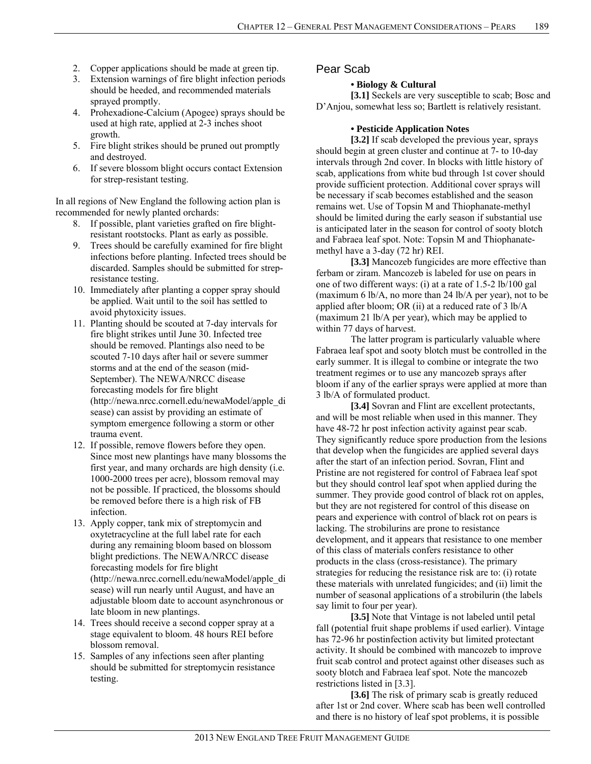2. Copper applications should be made at green tip.
3. Extension warnings of fire blight infection periods should be heeded, and recommended materials sprayed promptly.
4. Prohexadione-Calcium (Apogee) sprays should be used at high rate, applied at 2-3 inches shoot growth.
5. Fire blight strikes should be pruned out promptly and destroyed.
6. If severe blossom blight occurs contact Extension for strep-resistant testing.

In all regions of New England the following action plan is recommended for newly planted orchards:

8. If possible, plant varieties grafted on fire blight-resistant rootstocks. Plant as early as possible.
9. Trees should be carefully examined for fire blight infections before planting. Infected trees should be discarded. Samples should be submitted for strep-resistance testing.
10. Immediately after planting a copper spray should be applied. Wait until to the soil has settled to avoid phytoxicity issues.
11. Planting should be scouted at 7-day intervals for fire blight strikes until June 30. Infected tree should be removed. Plantings also need to be scouted 7-10 days after hail or severe summer storms and at the end of the season (mid-September). The NEWA/NRCC disease forecasting models for fire blight (http://newa.nrcc.cornell.edu/newaModel/apple_disease) can assist by providing an estimate of symptom emergence following a storm or other trauma event.
12. If possible, remove flowers before they open. Since most new plantings have many blossoms the first year, and many orchards are high density (i.e. 1000-2000 trees per acre), blossom removal may not be possible. If practiced, the blossoms should be removed before there is a high risk of FB infection.
13. Apply copper, tank mix of streptomycin and oxytetracycline at the full label rate for each during any remaining bloom based on blossom blight predictions. The NEWA/NRCC disease forecasting models for fire blight (http://newa.nrcc.cornell.edu/newaModel/apple_disease) will run nearly until August, and have an adjustable bloom date to account asynchronous or late bloom in new plantings.
14. Trees should receive a second copper spray at a stage equivalent to bloom. 48 hours REI before blossom removal.
15. Samples of any infections seen after planting should be submitted for streptomycin resistance testing.

## Pear Scab

**• Biology & Cultural**

**[3.1]** Seckels are very susceptible to scab; Bosc and D'Anjou, somewhat less so; Bartlett is relatively resistant.

**• Pesticide Application Notes**

**[3.2]** If scab developed the previous year, sprays should begin at green cluster and continue at 7- to 10-day intervals through 2nd cover. In blocks with little history of scab, applications from white bud through 1st cover should provide sufficient protection. Additional cover sprays will be necessary if scab becomes established and the season remains wet. Use of Topsin M and Thiophanate-methyl should be limited during the early season if substantial use is anticipated later in the season for control of sooty blotch and Fabraea leaf spot. Note: Topsin M and Thiophanate-methyl have a 3-day (72 hr) REI.

**[3.3]** Mancozeb fungicides are more effective than ferbam or ziram. Mancozeb is labeled for use on pears in one of two different ways: (i) at a rate of 1.5-2 lb/100 gal (maximum 6 lb/A, no more than 24 lb/A per year), not to be applied after bloom; OR (ii) at a reduced rate of 3 lb/A (maximum 21 lb/A per year), which may be applied to within 77 days of harvest.

The latter program is particularly valuable where Fabraea leaf spot and sooty blotch must be controlled in the early summer. It is illegal to combine or integrate the two treatment regimes or to use any mancozeb sprays after bloom if any of the earlier sprays were applied at more than 3 lb/A of formulated product.

**[3.4]** Sovran and Flint are excellent protectants, and will be most reliable when used in this manner. They have 48-72 hr post infection activity against pear scab. They significantly reduce spore production from the lesions that develop when the fungicides are applied several days after the start of an infection period. Sovran, Flint and Pristine are not registered for control of Fabraea leaf spot but they should control leaf spot when applied during the summer. They provide good control of black rot on apples, but they are not registered for control of this disease on pears and experience with control of black rot on pears is lacking. The strobilurins are prone to resistance development, and it appears that resistance to one member of this class of materials confers resistance to other products in the class (cross-resistance). The primary strategies for reducing the resistance risk are to: (i) rotate these materials with unrelated fungicides; and (ii) limit the number of seasonal applications of a strobilurin (the labels say limit to four per year).

**[3.5]** Note that Vintage is not labeled until petal fall (potential fruit shape problems if used earlier). Vintage has 72-96 hr postinfection activity but limited protectant activity. It should be combined with mancozeb to improve fruit scab control and protect against other diseases such as sooty blotch and Fabraea leaf spot. Note the mancozeb restrictions listed in [3.3].

**[3.6]** The risk of primary scab is greatly reduced after 1st or 2nd cover. Where scab has been well controlled and there is no history of leaf spot problems, it is possible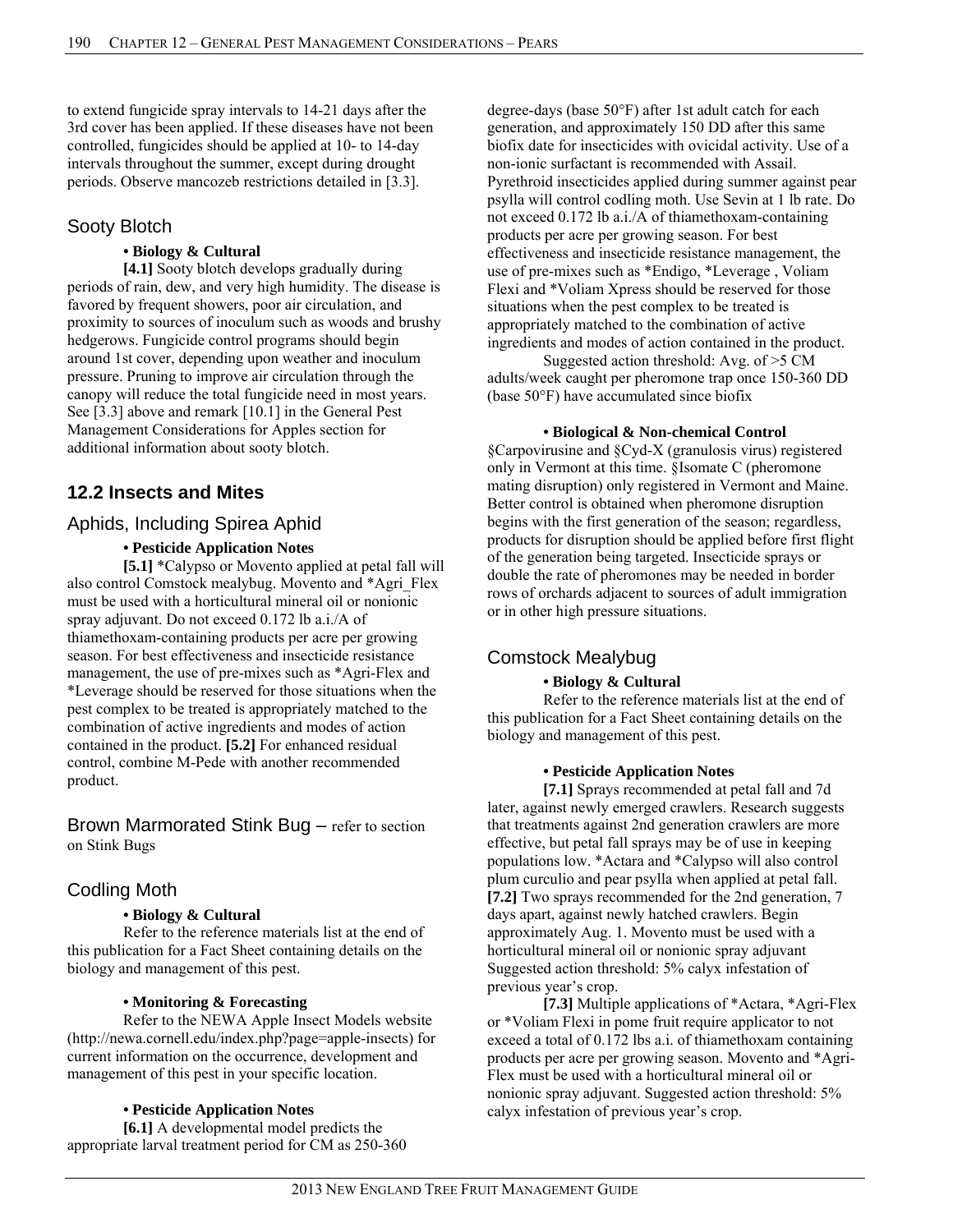to extend fungicide spray intervals to 14-21 days after the 3rd cover has been applied. If these diseases have not been controlled, fungicides should be applied at 10- to 14-day intervals throughout the summer, except during drought periods. Observe mancozeb restrictions detailed in [3.3].

### Sooty Blotch

**• Biology & Cultural**

**[4.1]** Sooty blotch develops gradually during periods of rain, dew, and very high humidity. The disease is favored by frequent showers, poor air circulation, and proximity to sources of inoculum such as woods and brushy hedgerows. Fungicide control programs should begin around 1st cover, depending upon weather and inoculum pressure. Pruning to improve air circulation through the canopy will reduce the total fungicide need in most years. See [3.3] above and remark [10.1] in the General Pest Management Considerations for Apples section for additional information about sooty blotch.

## 12.2 Insects and Mites

### Aphids, Including Spirea Aphid

**• Pesticide Application Notes**

**[5.1]** *Calypso or Movento applied at petal fall will also control Comstock mealybug. Movento and *Agri_Flex must be used with a horticultural mineral oil or nonionic spray adjuvant. Do not exceed 0.172 lb a.i./A of thiamethoxam-containing products per acre per growing season. For best effectiveness and insecticide resistance management, the use of pre-mixes such as *Agri-Flex and *Leverage should be reserved for those situations when the pest complex to be treated is appropriately matched to the combination of active ingredients and modes of action contained in the product. **[5.2]** For enhanced residual control, combine M-Pede with another recommended product.

### Brown Marmorated Stink Bug – refer to section on Stink Bugs

### Codling Moth

**• Biology & Cultural**

Refer to the reference materials list at the end of this publication for a Fact Sheet containing details on the biology and management of this pest.

**• Monitoring & Forecasting**

Refer to the NEWA Apple Insect Models website (http://newa.cornell.edu/index.php?page=apple-insects) for current information on the occurrence, development and management of this pest in your specific location.

**• Pesticide Application Notes**

**[6.1]** A developmental model predicts the appropriate larval treatment period for CM as 250-360 degree-days (base 50°F) after 1st adult catch for each generation, and approximately 150 DD after this same biofix date for insecticides with ovicidal activity. Use of a non-ionic surfactant is recommended with Assail. Pyrethroid insecticides applied during summer against pear psylla will control codling moth. Use Sevin at 1 lb rate. Do not exceed 0.172 lb a.i./A of thiamethoxam-containing products per acre per growing season. For best effectiveness and insecticide resistance management, the use of pre-mixes such as *Endigo, *Leverage , Voliam Flexi and *Voliam Xpress should be reserved for those situations when the pest complex to be treated is appropriately matched to the combination of active ingredients and modes of action contained in the product.

Suggested action threshold: Avg. of >5 CM adults/week caught per pheromone trap once 150-360 DD (base 50°F) have accumulated since biofix

**• Biological & Non-chemical Control**

§Carpovirusine and §Cyd-X (granulosis virus) registered only in Vermont at this time. §Isomate C (pheromone mating disruption) only registered in Vermont and Maine. Better control is obtained when pheromone disruption begins with the first generation of the season; regardless, products for disruption should be applied before first flight of the generation being targeted. Insecticide sprays or double the rate of pheromones may be needed in border rows of orchards adjacent to sources of adult immigration or in other high pressure situations.

### Comstock Mealybug

**• Biology & Cultural**

Refer to the reference materials list at the end of this publication for a Fact Sheet containing details on the biology and management of this pest.

**• Pesticide Application Notes**

**[7.1]** Sprays recommended at petal fall and 7d later, against newly emerged crawlers. Research suggests that treatments against 2nd generation crawlers are more effective, but petal fall sprays may be of use in keeping populations low. *Actara and *Calypso will also control plum curculio and pear psylla when applied at petal fall. **[7.2]** Two sprays recommended for the 2nd generation, 7 days apart, against newly hatched crawlers. Begin approximately Aug. 1. Movento must be used with a horticultural mineral oil or nonionic spray adjuvant Suggested action threshold: 5% calyx infestation of previous year's crop.

**[7.3]** Multiple applications of *Actara, *Agri-Flex or *Voliam Flexi in pome fruit require applicator to not exceed a total of 0.172 lbs a.i. of thiamethoxam containing products per acre per growing season. Movento and *Agri-Flex must be used with a horticultural mineral oil or nonionic spray adjuvant. Suggested action threshold: 5% calyx infestation of previous year's crop.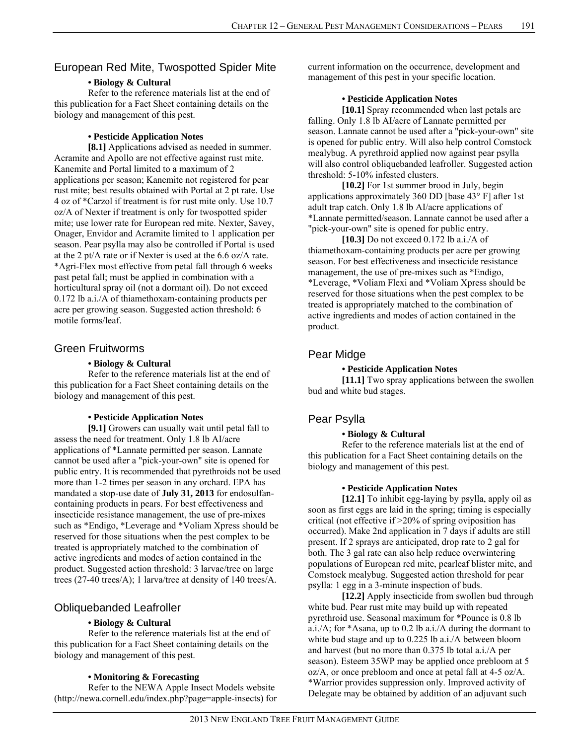## European Red Mite, Twospotted Spider Mite

**• Biology & Cultural**

Refer to the reference materials list at the end of this publication for a Fact Sheet containing details on the biology and management of this pest.

**• Pesticide Application Notes**

**[8.1]** Applications advised as needed in summer. Acramite and Apollo are not effective against rust mite. Kanemite and Portal limited to a maximum of 2 applications per season; Kanemite not registered for pear rust mite; best results obtained with Portal at 2 pt rate. Use 4 oz of *Carzol if treatment is for rust mite only. Use 10.7 oz/A of Nexter if treatment is only for twospotted spider mite; use lower rate for European red mite. Nexter, Savey, Onager, Envidor and Acramite limited to 1 application per season. Pear psylla may also be controlled if Portal is used at the 2 pt/A rate or if Nexter is used at the 6.6 oz/A rate. *Agri-Flex most effective from petal fall through 6 weeks past petal fall; must be applied in combination with a horticultural spray oil (not a dormant oil). Do not exceed 0.172 lb a.i./A of thiamethoxam-containing products per acre per growing season. Suggested action threshold: 6 motile forms/leaf.

## Green Fruitworms

**• Biology & Cultural**

Refer to the reference materials list at the end of this publication for a Fact Sheet containing details on the biology and management of this pest.

**• Pesticide Application Notes**

**[9.1]** Growers can usually wait until petal fall to assess the need for treatment. Only 1.8 lb AI/acre applications of *Lannate permitted per season. Lannate cannot be used after a "pick-your-own" site is opened for public entry. It is recommended that pyrethroids not be used more than 1-2 times per season in any orchard. EPA has mandated a stop-use date of **July 31, 2013** for endosulfan-containing products in pears. For best effectiveness and insecticide resistance management, the use of pre-mixes such as *Endigo, *Leverage and *Voliam Xpress should be reserved for those situations when the pest complex to be treated is appropriately matched to the combination of active ingredients and modes of action contained in the product. Suggested action threshold: 3 larvae/tree on large trees (27-40 trees/A); 1 larva/tree at density of 140 trees/A.

## Obliquebanded Leafroller

**• Biology & Cultural**

Refer to the reference materials list at the end of this publication for a Fact Sheet containing details on the biology and management of this pest.

**• Monitoring & Forecasting**

Refer to the NEWA Apple Insect Models website (http://newa.cornell.edu/index.php?page=apple-insects) for current information on the occurrence, development and management of this pest in your specific location.

**• Pesticide Application Notes**

**[10.1]** Spray recommended when last petals are falling. Only 1.8 lb AI/acre of Lannate permitted per season. Lannate cannot be used after a "pick-your-own" site is opened for public entry. Will also help control Comstock mealybug. A pyrethroid applied now against pear psylla will also control obliquebanded leafroller. Suggested action threshold: 5-10% infested clusters.

**[10.2]** For 1st summer brood in July, begin applications approximately 360 DD [base 43° F] after 1st adult trap catch. Only 1.8 lb AI/acre applications of *Lannate permitted/season. Lannate cannot be used after a "pick-your-own" site is opened for public entry.

**[10.3]** Do not exceed 0.172 lb a.i./A of thiamethoxam-containing products per acre per growing season. For best effectiveness and insecticide resistance management, the use of pre-mixes such as *Endigo, *Leverage, *Voliam Flexi and *Voliam Xpress should be reserved for those situations when the pest complex to be treated is appropriately matched to the combination of active ingredients and modes of action contained in the product.

## Pear Midge

**• Pesticide Application Notes**

**[11.1]** Two spray applications between the swollen bud and white bud stages.

## Pear Psylla

**• Biology & Cultural**

Refer to the reference materials list at the end of this publication for a Fact Sheet containing details on the biology and management of this pest.

**• Pesticide Application Notes**

**[12.1]** To inhibit egg-laying by psylla, apply oil as soon as first eggs are laid in the spring; timing is especially critical (not effective if >20% of spring oviposition has occurred). Make 2nd application in 7 days if adults are still present. If 2 sprays are anticipated, drop rate to 2 gal for both. The 3 gal rate can also help reduce overwintering populations of European red mite, pearleaf blister mite, and Comstock mealybug. Suggested action threshold for pear psylla: 1 egg in a 3-minute inspection of buds.

**[12.2]** Apply insecticide from swollen bud through white bud. Pear rust mite may build up with repeated pyrethroid use. Seasonal maximum for *Pounce is 0.8 lb a.i./A; for *Asana, up to 0.2 lb a.i./A during the dormant to white bud stage and up to 0.225 lb a.i./A between bloom and harvest (but no more than 0.375 lb total a.i./A per season). Esteem 35WP may be applied once prebloom at 5 oz/A, or once prebloom and once at petal fall at 4-5 oz/A. *Warrior provides suppression only. Improved activity of Delegate may be obtained by addition of an adjuvant such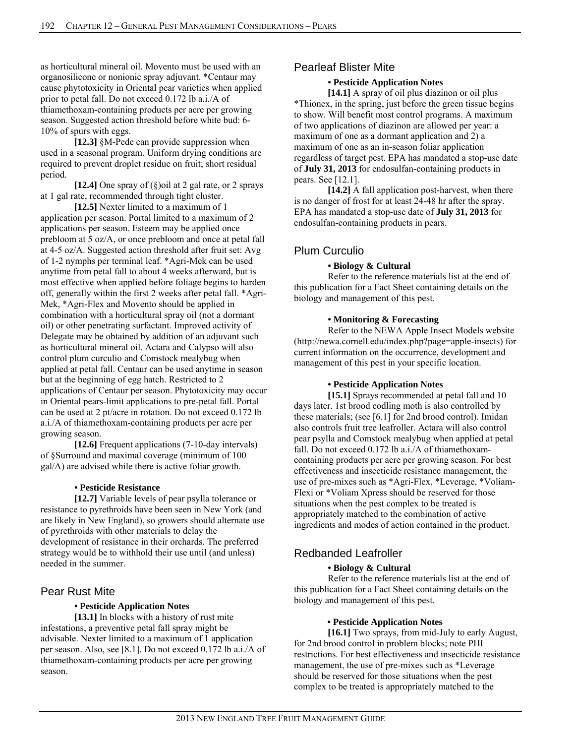as horticultural mineral oil. Movento must be used with an organosilicone or nonionic spray adjuvant. *Centaur may cause phytotoxicity in Oriental pear varieties when applied prior to petal fall. Do not exceed 0.172 lb a.i./A of thiamethoxam-containing products per acre per growing season. Suggested action threshold before white bud: 6-10% of spurs with eggs.

**[12.3]** §M-Pede can provide suppression when used in a seasonal program. Uniform drying conditions are required to prevent droplet residue on fruit; short residual period.

**[12.4]** One spray of (§)oil at 2 gal rate, or 2 sprays at 1 gal rate, recommended through tight cluster.

**[12.5]** Nexter limited to a maximum of 1 application per season. Portal limited to a maximum of 2 applications per season. Esteem may be applied once prebloom at 5 oz/A, or once prebloom and once at petal fall at 4-5 oz/A. Suggested action threshold after fruit set: Avg of 1-2 nymphs per terminal leaf. *Agri-Mek can be used anytime from petal fall to about 4 weeks afterward, but is most effective when applied before foliage begins to harden off, generally within the first 2 weeks after petal fall. *Agri-Mek, *Agri-Flex and Movento should be applied in combination with a horticultural spray oil (not a dormant oil) or other penetrating surfactant. Improved activity of Delegate may be obtained by addition of an adjuvant such as horticultural mineral oil. Actara and Calypso will also control plum curculio and Comstock mealybug when applied at petal fall. Centaur can be used anytime in season but at the beginning of egg hatch. Restricted to 2 applications of Centaur per season. Phytotoxicity may occur in Oriental pears-limit applications to pre-petal fall. Portal can be used at 2 pt/acre in rotation. Do not exceed 0.172 lb a.i./A of thiamethoxam-containing products per acre per growing season.

**[12.6]** Frequent applications (7-10-day intervals) of §Surround and maximal coverage (minimum of 100 gal/A) are advised while there is active foliar growth.

**• Pesticide Resistance**

**[12.7]** Variable levels of pear psylla tolerance or resistance to pyrethroids have been seen in New York (and are likely in New England), so growers should alternate use of pyrethroids with other materials to delay the development of resistance in their orchards. The preferred strategy would be to withhold their use until (and unless) needed in the summer.

## Pear Rust Mite

**• Pesticide Application Notes**

**[13.1]** In blocks with a history of rust mite infestations, a preventive petal fall spray might be advisable. Nexter limited to a maximum of 1 application per season. Also, see [8.1]. Do not exceed 0.172 lb a.i./A of thiamethoxam-containing products per acre per growing season.

## Pearleaf Blister Mite

**• Pesticide Application Notes**

**[14.1]** A spray of oil plus diazinon or oil plus *Thionex, in the spring, just before the green tissue begins to show. Will benefit most control programs. A maximum of two applications of diazinon are allowed per year: a maximum of one as a dormant application and 2) a maximum of one as an in-season foliar application regardless of target pest. EPA has mandated a stop-use date of **July 31, 2013** for endosulfan-containing products in pears. See [12.1].

**[14.2]** A fall application post-harvest, when there is no danger of frost for at least 24-48 hr after the spray. EPA has mandated a stop-use date of **July 31, 2013** for endosulfan-containing products in pears.

## Plum Curculio

**• Biology & Cultural**

Refer to the reference materials list at the end of this publication for a Fact Sheet containing details on the biology and management of this pest.

**• Monitoring & Forecasting**

Refer to the NEWA Apple Insect Models website (http://newa.cornell.edu/index.php?page=apple-insects) for current information on the occurrence, development and management of this pest in your specific location.

**• Pesticide Application Notes**

**[15.1]** Sprays recommended at petal fall and 10 days later. 1st brood codling moth is also controlled by these materials; (see [6.1] for 2nd brood control). Imidan also controls fruit tree leafroller. Actara will also control pear psylla and Comstock mealybug when applied at petal fall. Do not exceed 0.172 lb a.i./A of thiamethoxam-containing products per acre per growing season. For best effectiveness and insecticide resistance management, the use of pre-mixes such as *Agri-Flex, *Leverage, *Voliam-Flexi or *Voliam Xpress should be reserved for those situations when the pest complex to be treated is appropriately matched to the combination of active ingredients and modes of action contained in the product.

## Redbanded Leafroller

**• Biology & Cultural**

Refer to the reference materials list at the end of this publication for a Fact Sheet containing details on the biology and management of this pest.

**• Pesticide Application Notes**

**[16.1]** Two sprays, from mid-July to early August, for 2nd brood control in problem blocks; note PHI restrictions. For best effectiveness and insecticide resistance management, the use of pre-mixes such as *Leverage should be reserved for those situations when the pest complex to be treated is appropriately matched to the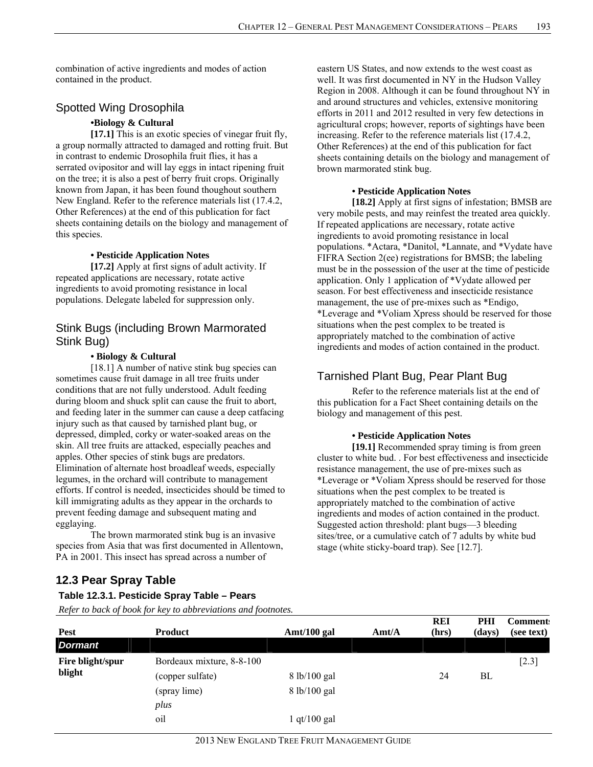combination of active ingredients and modes of action contained in the product.

## Spotted Wing Drosophila

**•Biology & Cultural**

**[17.1]** This is an exotic species of vinegar fruit fly, a group normally attracted to damaged and rotting fruit. But in contrast to endemic Drosophila fruit flies, it has a serrated ovipositor and will lay eggs in intact ripening fruit on the tree; it is also a pest of berry fruit crops. Originally known from Japan, it has been found thoughout southern New England. Refer to the reference materials list (17.4.2, Other References) at the end of this publication for fact sheets containing details on the biology and management of this species.

**• Pesticide Application Notes**

**[17.2]** Apply at first signs of adult activity. If repeated applications are necessary, rotate active ingredients to avoid promoting resistance in local populations. Delegate labeled for suppression only.

## Stink Bugs (including Brown Marmorated Stink Bug)

**• Biology & Cultural**

[18.1] A number of native stink bug species can sometimes cause fruit damage in all tree fruits under conditions that are not fully understood. Adult feeding during bloom and shuck split can cause the fruit to abort, and feeding later in the summer can cause a deep catfacing injury such as that caused by tarnished plant bug, or depressed, dimpled, corky or water-soaked areas on the skin. All tree fruits are attacked, especially peaches and apples. Other species of stink bugs are predators. Elimination of alternate host broadleaf weeds, especially legumes, in the orchard will contribute to management efforts. If control is needed, insecticides should be timed to kill immigrating adults as they appear in the orchards to prevent feeding damage and subsequent mating and egglaying.

The brown marmorated stink bug is an invasive species from Asia that was first documented in Allentown, PA in 2001. This insect has spread across a number of eastern US States, and now extends to the west coast as well. It was first documented in NY in the Hudson Valley Region in 2008. Although it can be found throughout NY in and around structures and vehicles, extensive monitoring efforts in 2011 and 2012 resulted in very few detections in agricultural crops; however, reports of sightings have been increasing. Refer to the reference materials list (17.4.2, Other References) at the end of this publication for fact sheets containing details on the biology and management of brown marmorated stink bug.

**• Pesticide Application Notes**

**[18.2]** Apply at first signs of infestation; BMSB are very mobile pests, and may reinfest the treated area quickly. If repeated applications are necessary, rotate active ingredients to avoid promoting resistance in local populations. *Actara, *Danitol, *Lannate, and *Vydate have FIFRA Section 2(ee) registrations for BMSB; the labeling must be in the possession of the user at the time of pesticide application. Only 1 application of *Vydate allowed per season. For best effectiveness and insecticide resistance management, the use of pre-mixes such as *Endigo, *Leverage and *Voliam Xpress should be reserved for those situations when the pest complex to be treated is appropriately matched to the combination of active ingredients and modes of action contained in the product.

## Tarnished Plant Bug, Pear Plant Bug

Refer to the reference materials list at the end of this publication for a Fact Sheet containing details on the biology and management of this pest.

**• Pesticide Application Notes**

**[19.1]** Recommended spray timing is from green cluster to white bud. . For best effectiveness and insecticide resistance management, the use of pre-mixes such as *Leverage or *Voliam Xpress should be reserved for those situations when the pest complex to be treated is appropriately matched to the combination of active ingredients and modes of action contained in the product. Suggested action threshold: plant bugs—3 bleeding sites/tree, or a cumulative catch of 7 adults by white bud stage (white sticky-board trap). See [12.7].

## 12.3 Pear Spray Table

### Table 12.3.1. Pesticide Spray Table – Pears

*Refer to back of book for key to abbreviations and footnotes.*

| Pest | Product | Amt/100 gal | Amt/A | REI (hrs) | PHI (days) | Comments (see text) |
|---|---|---|---|---|---|---|
| ***Dormant*** | | | | | | |
| **Fire blight/spur blight** | Bordeaux mixture, 8-8-100 | | | | | [2.3] |
| | (copper sulfate) | 8 lb/100 gal | | 24 | BL | |
| | (spray lime) | 8 lb/100 gal | | | | |
| | *plus* | | | | | |
| | oil | 1 qt/100 gal | | | | |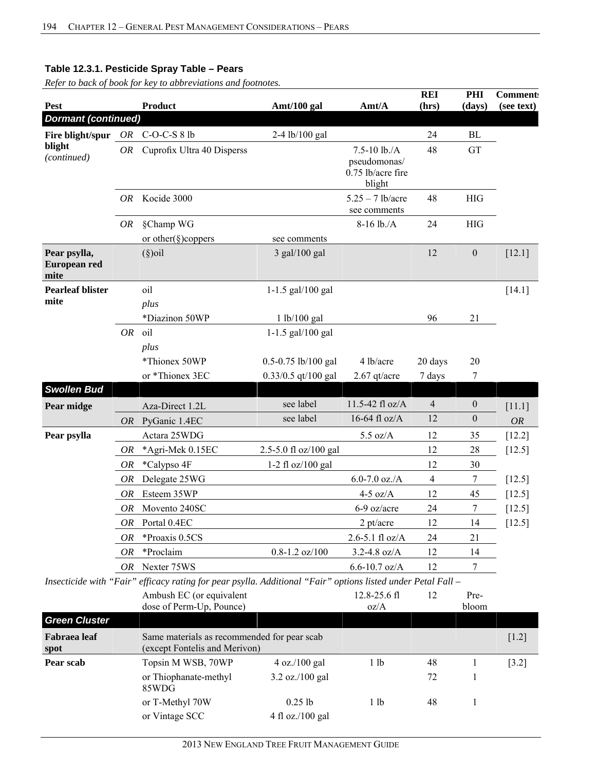**Table 12.3.1. Pesticide Spray Table – Pears**

*Refer to back of book for key to abbreviations and footnotes.*

| Pest | | Product | Amt/100 gal | Amt/A | REI (hrs) | PHI (days) | Comments (see text) |
|---|---|---|---|---|---|---|---|
| ***Dormant (continued)*** | | | | | | | |
| **Fire blight/spur blight** *(continued)* | *OR* | C-O-C-S 8 lb | 2-4 lb/100 gal | | 24 | BL | |
| | *OR* | Cuprofix Ultra 40 Disperss | | 7.5-10 lb./A pseudomonas/ 0.75 lb/acre fire blight | 48 | GT | |
| | *OR* | Kocide 3000 | | 5.25 – 7 lb/acre see comments | 48 | HIG | |
| | *OR* | §Champ WG | | 8-16 lb./A | 24 | HIG | |
| | | or other(§)coppers | see comments | | | | |
| **Pear psylla, European red mite** | | (§)oil | 3 gal/100 gal | | 12 | 0 | [12.1] |
| **Pearleaf blister mite** | | oil | 1-1.5 gal/100 gal | | | | [14.1] |
| | | *plus* | | | | | |
| | | *Diazinon 50WP | 1 lb/100 gal | | 96 | 21 | |
| | *OR* | oil | 1-1.5 gal/100 gal | | | | |
| | | *plus* | | | | | |
| | | *Thionex 50WP | 0.5-0.75 lb/100 gal | 4 lb/acre | 20 days | 20 | |
| | | or *Thionex 3EC | 0.33/0.5 qt/100 gal | 2.67 qt/acre | 7 days | 7 | |
| ***Swollen Bud*** | | | | | | | |
| **Pear midge** | | Aza-Direct 1.2L | see label | 11.5-42 fl oz/A | 4 | 0 | [11.1] |
| | *OR* | PyGanic 1.4EC | see label | 16-64 fl oz/A | 12 | 0 | *OR* |
| **Pear psylla** | | Actara 25WDG | | 5.5 oz/A | 12 | 35 | [12.2] |
| | *OR* | *Agri-Mek 0.15EC | 2.5-5.0 fl oz/100 gal | | 12 | 28 | [12.5] |
| | *OR* | *Calypso 4F | 1-2 fl oz/100 gal | | 12 | 30 | |
| | *OR* | Delegate 25WG | | 6.0-7.0 oz./A | 4 | 7 | [12.5] |
| | *OR* | Esteem 35WP | | 4-5 oz/A | 12 | 45 | [12.5] |
| | *OR* | Movento 240SC | | 6-9 oz/acre | 24 | 7 | [12.5] |
| | *OR* | Portal 0.4EC | | 2 pt/acre | 12 | 14 | [12.5] |
| | *OR* | *Proaxis 0.5CS | | 2.6-5.1 fl oz/A | 24 | 21 | |
| | *OR* | *Proclaim | 0.8-1.2 oz/100 | 3.2-4.8 oz/A | 12 | 14 | |
| | *OR* | Nexter 75WS | | 6.6-10.7 oz/A | 12 | 7 | |
| *Insecticide with "Fair" efficacy rating for pear psylla. Additional "Fair" options listed under Petal Fall –* | | | | | | | |
| | | Ambush EC (or equivalent dose of Perm-Up, Pounce) | | 12.8-25.6 fl oz/A | 12 | Pre-bloom | |
| ***Green Cluster*** | | | | | | | |
| **Fabraea leaf spot** | | Same materials as recommended for pear scab (except Fontelis and Merivon) | | | | | [1.2] |
| **Pear scab** | | Topsin M WSB, 70WP | 4 oz./100 gal | 1 lb | 48 | 1 | [3.2] |
| | | or Thiophanate-methyl 85WDG | 3.2 oz./100 gal | | 72 | 1 | |
| | | or T-Methyl 70W | 0.25 lb | 1 lb | 48 | 1 | |
| | | or Vintage SCC | 4 fl oz./100 gal | | | | |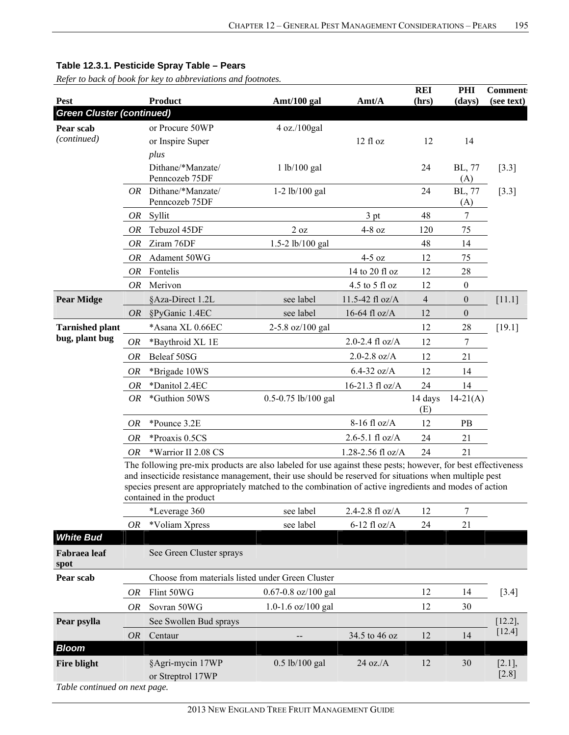### Table 12.3.1. Pesticide Spray Table – Pears

*Refer to back of book for key to abbreviations and footnotes.*

| Pest | | Product | Amt/100 gal | Amt/A | REI (hrs) | PHI (days) | Comments (see text) |
|---|---|---|---|---|---|---|---|
| ***Green Cluster (continued)*** | | | | | | | |
| **Pear scab** *(continued)* | | or Procure 50WP | 4 oz./100gal | | | | |
| | | or Inspire Super | | 12 fl oz | 12 | 14 | |
| | | *plus* | | | | | |
| | | Dithane/*Manzate/ Penncozeb 75DF | 1 lb/100 gal | | 24 | BL, 77 (A) | [3.3] |
| | *OR* | Dithane/*Manzate/ Penncozeb 75DF | 1-2 lb/100 gal | | 24 | BL, 77 (A) | [3.3] |
| | *OR* | Syllit | | 3 pt | 48 | 7 | |
| | *OR* | Tebuzol 45DF | 2 oz | 4-8 oz | 120 | 75 | |
| | *OR* | Ziram 76DF | 1.5-2 lb/100 gal | | 48 | 14 | |
| | *OR* | Adament 50WG | | 4-5 oz | 12 | 75 | |
| | *OR* | Fontelis | | 14 to 20 fl oz | 12 | 28 | |
| | *OR* | Merivon | | 4.5 to 5 fl oz | 12 | 0 | |
| **Pear Midge** | | §Aza-Direct 1.2L | see label | 11.5-42 fl oz/A | 4 | 0 | [11.1] |
| | *OR* | §PyGanic 1.4EC | see label | 16-64 fl oz/A | 12 | 0 | |
| **Tarnished plant bug, plant bug** | | *Asana XL 0.66EC | 2-5.8 oz/100 gal | | 12 | 28 | [19.1] |
| | *OR* | *Baythroid XL 1E | | 2.0-2.4 fl oz/A | 12 | 7 | |
| | *OR* | Beleaf 50SG | | 2.0-2.8 oz/A | 12 | 21 | |
| | *OR* | *Brigade 10WS | | 6.4-32 oz/A | 12 | 14 | |
| | *OR* | *Danitol 2.4EC | | 16-21.3 fl oz/A | 24 | 14 | |
| | *OR* | *Guthion 50WS | 0.5-0.75 lb/100 gal | | 14 days (E) | 14-21(A) | |
| | *OR* | *Pounce 3.2E | | 8-16 fl oz/A | 12 | PB | |
| | *OR* | *Proaxis 0.5CS | | 2.6-5.1 fl oz/A | 24 | 21 | |
| | *OR* | *Warrior II 2.08 CS | | 1.28-2.56 fl oz/A | 24 | 21 | |
| | | The following pre-mix products are also labeled for use against these pests; however, for best effectiveness and insecticide resistance management, their use should be reserved for situations when multiple pest species present are appropriately matched to the combination of active ingredients and modes of action contained in the product | | | | | |
| | | *Leverage 360 | see label | 2.4-2.8 fl oz/A | 12 | 7 | |
| | *OR* | *Voliam Xpress | see label | 6-12 fl oz/A | 24 | 21 | |
| ***White Bud*** | | | | | | | |
| **Fabraea leaf spot** | | See Green Cluster sprays | | | | | |
| **Pear scab** | | Choose from materials listed under Green Cluster | | | | | |
| | *OR* | Flint 50WG | 0.67-0.8 oz/100 gal | | 12 | 14 | [3.4] |
| | *OR* | Sovran 50WG | 1.0-1.6 oz/100 gal | | 12 | 30 | |
| **Pear psylla** | | See Swollen Bud sprays | | | | | [12.2], [12.4] |
| | *OR* | Centaur | -- | 34.5 to 46 oz | 12 | 14 | |
| ***Bloom*** | | | | | | | |
| **Fire blight** | | §Agri-mycin 17WP or Streptrol 17WP | 0.5 lb/100 gal | 24 oz./A | 12 | 30 | [2.1], [2.8] |

*Table continued on next page.*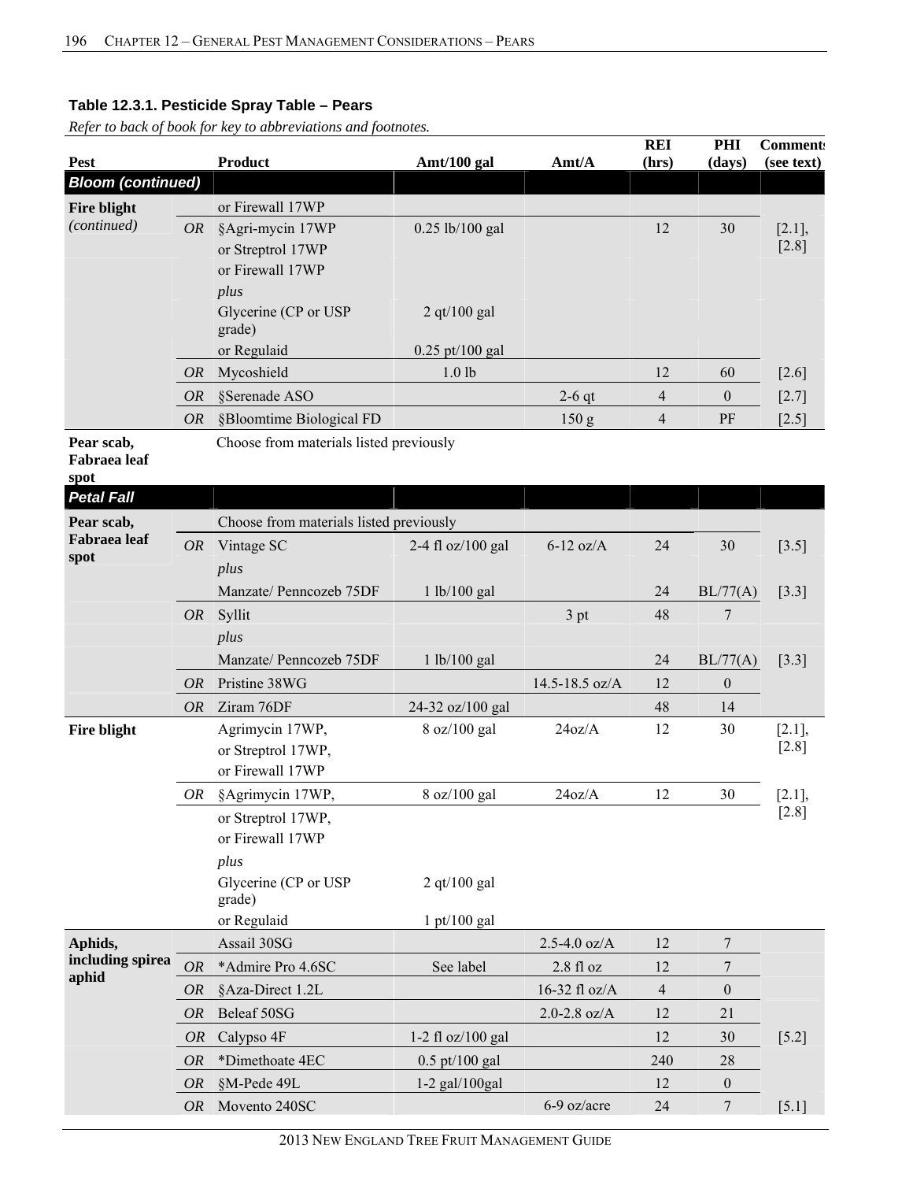**Table 12.3.1. Pesticide Spray Table – Pears**

*Refer to back of book for key to abbreviations and footnotes.*

| Pest | | Product | Amt/100 gal | Amt/A | REI (hrs) | PHI (days) | Comments (see text) |
|---|---|---|---|---|---|---|---|
| ***Bloom (continued)*** | | | | | | | |
| **Fire blight** *(continued)* | | or Firewall 17WP | | | | | |
| | *OR* | §Agri-mycin 17WP or Streptrol 17WP or Firewall 17WP *plus* Glycerine (CP or USP grade) or Regulaid | 0.25 lb/100 gal<br>2 qt/100 gal<br>0.25 pt/100 gal | | 12 | 30 | [2.1], [2.8] |
| | *OR* | Mycoshield | 1.0 lb | | 12 | 60 | [2.6] |
| | *OR* | §Serenade ASO | | 2-6 qt | 4 | 0 | [2.7] |
| | *OR* | §Bloomtime Biological FD | | 150 g | 4 | PF | [2.5] |
| **Pear scab, Fabraea leaf spot** | | Choose from materials listed previously | | | | | |
| ***Petal Fall*** | | | | | | | |
| **Pear scab, Fabraea leaf spot** | | Choose from materials listed previously | | | | | |
| | *OR* | Vintage SC | 2-4 fl oz/100 gal | 6-12 oz/A | 24 | 30 | [3.5] |
| | | *plus* | | | | | |
| | | Manzate/ Penncozeb 75DF | 1 lb/100 gal | | 24 | BL/77(A) | [3.3] |
| | *OR* | Syllit | | 3 pt | 48 | 7 | |
| | | *plus* | | | | | |
| | | Manzate/ Penncozeb 75DF | 1 lb/100 gal | | 24 | BL/77(A) | [3.3] |
| | *OR* | Pristine 38WG | | 14.5-18.5 oz/A | 12 | 0 | |
| | *OR* | Ziram 76DF | 24-32 oz/100 gal | | 48 | 14 | |
| **Fire blight** | | Agrimycin 17WP, or Streptrol 17WP, or Firewall 17WP | 8 oz/100 gal | 24oz/A | 12 | 30 | [2.1], [2.8] |
| | *OR* | §Agrimycin 17WP, or Streptrol 17WP, or Firewall 17WP *plus* Glycerine (CP or USP grade) or Regulaid | 8 oz/100 gal<br>2 qt/100 gal<br>1 pt/100 gal | 24oz/A | 12 | 30 | [2.1], [2.8] |
| **Aphids, including spirea aphid** | | Assail 30SG | | 2.5-4.0 oz/A | 12 | 7 | |
| | *OR* | *Admire Pro 4.6SC | See label | 2.8 fl oz | 12 | 7 | |
| | *OR* | §Aza-Direct 1.2L | | 16-32 fl oz/A | 4 | 0 | |
| | *OR* | Beleaf 50SG | | 2.0-2.8 oz/A | 12 | 21 | |
| | *OR* | Calypso 4F | 1-2 fl oz/100 gal | | 12 | 30 | [5.2] |
| | *OR* | *Dimethoate 4EC | 0.5 pt/100 gal | | 240 | 28 | |
| | *OR* | §M-Pede 49L | 1-2 gal/100gal | | 12 | 0 | |
| | *OR* | Movento 240SC | | 6-9 oz/acre | 24 | 7 | [5.1] |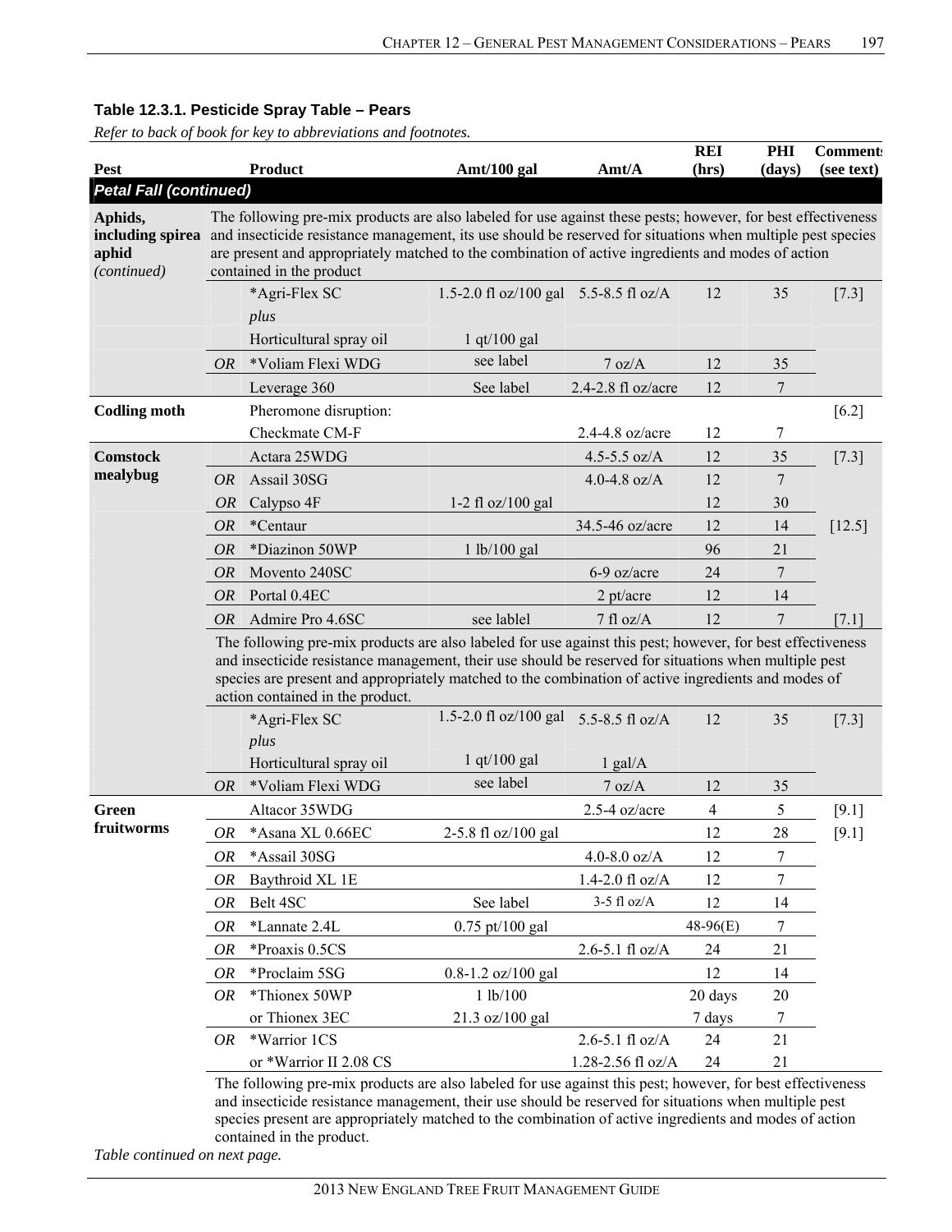**Table 12.3.1. Pesticide Spray Table – Pears**

*Refer to back of book for key to abbreviations and footnotes.*

| Pest | | Product | Amt/100 gal | Amt/A | REI (hrs) | PHI (days) | Comments (see text) |
|---|---|---|---|---|---|---|---|
| ***Petal Fall (continued)*** | | | | | | | |
| **Aphids, including spirea aphid** *(continued)* | | The following pre-mix products are also labeled for use against these pests; however, for best effectiveness and insecticide resistance management, its use should be reserved for situations when multiple pest species are present and appropriately matched to the combination of active ingredients and modes of action contained in the product | | | | | |
| | | *Agri-Flex SC | 1.5-2.0 fl oz/100 gal | 5.5-8.5 fl oz/A | 12 | 35 | [7.3] |
| | | *plus* | | | | | |
| | | Horticultural spray oil | 1 qt/100 gal | | | | |
| | *OR* | *Voliam Flexi WDG | see label | 7 oz/A | 12 | 35 | |
| | | Leverage 360 | See label | 2.4-2.8 fl oz/acre | 12 | 7 | |
| **Codling moth** | | Pheromone disruption: | | | | | [6.2] |
| | | Checkmate CM-F | | 2.4-4.8 oz/acre | 12 | 7 | |
| **Comstock mealybug** | | Actara 25WDG | | 4.5-5.5 oz/A | 12 | 35 | [7.3] |
| | *OR* | Assail 30SG | | 4.0-4.8 oz/A | 12 | 7 | |
| | *OR* | Calypso 4F | 1-2 fl oz/100 gal | | 12 | 30 | |
| | *OR* | *Centaur | | 34.5-46 oz/acre | 12 | 14 | [12.5] |
| | *OR* | *Diazinon 50WP | 1 lb/100 gal | | 96 | 21 | |
| | *OR* | Movento 240SC | | 6-9 oz/acre | 24 | 7 | |
| | *OR* | Portal 0.4EC | | 2 pt/acre | 12 | 14 | |
| | *OR* | Admire Pro 4.6SC | see lablel | 7 fl oz/A | 12 | 7 | [7.1] |
| | | The following pre-mix products are also labeled for use against this pest; however, for best effectiveness and insecticide resistance management, their use should be reserved for situations when multiple pest species are present and appropriately matched to the combination of active ingredients and modes of action contained in the product. | | | | | |
| | | *Agri-Flex SC | 1.5-2.0 fl oz/100 gal | 5.5-8.5 fl oz/A | 12 | 35 | [7.3] |
| | | *plus* | | | | | |
| | | Horticultural spray oil | 1 qt/100 gal | 1 gal/A | | | |
| | *OR* | *Voliam Flexi WDG | see label | 7 oz/A | 12 | 35 | |
| **Green fruitworms** | | Altacor 35WDG | | 2.5-4 oz/acre | 4 | 5 | [9.1] |
| | *OR* | *Asana XL 0.66EC | 2-5.8 fl oz/100 gal | | 12 | 28 | [9.1] |
| | *OR* | *Assail 30SG | | 4.0-8.0 oz/A | 12 | 7 | |
| | *OR* | Baythroid XL 1E | | 1.4-2.0 fl oz/A | 12 | 7 | |
| | *OR* | Belt 4SC | See label | 3-5 fl oz/A | 12 | 14 | |
| | *OR* | *Lannate 2.4L | 0.75 pt/100 gal | | 48-96(E) | 7 | |
| | *OR* | *Proaxis 0.5CS | | 2.6-5.1 fl oz/A | 24 | 21 | |
| | *OR* | *Proclaim 5SG | 0.8-1.2 oz/100 gal | | 12 | 14 | |
| | *OR* | *Thionex 50WP | 1 lb/100 | | 20 days | 20 | |
| | | or Thionex 3EC | 21.3 oz/100 gal | | 7 days | 7 | |
| | *OR* | *Warrior 1CS | | 2.6-5.1 fl oz/A | 24 | 21 | |
| | | or *Warrior II 2.08 CS | | 1.28-2.56 fl oz/A | 24 | 21 | |
| | | The following pre-mix products are also labeled for use against this pest; however, for best effectiveness and insecticide resistance management, their use should be reserved for situations when multiple pest species present are appropriately matched to the combination of active ingredients and modes of action contained in the product. | | | | | |

*Table continued on next page.*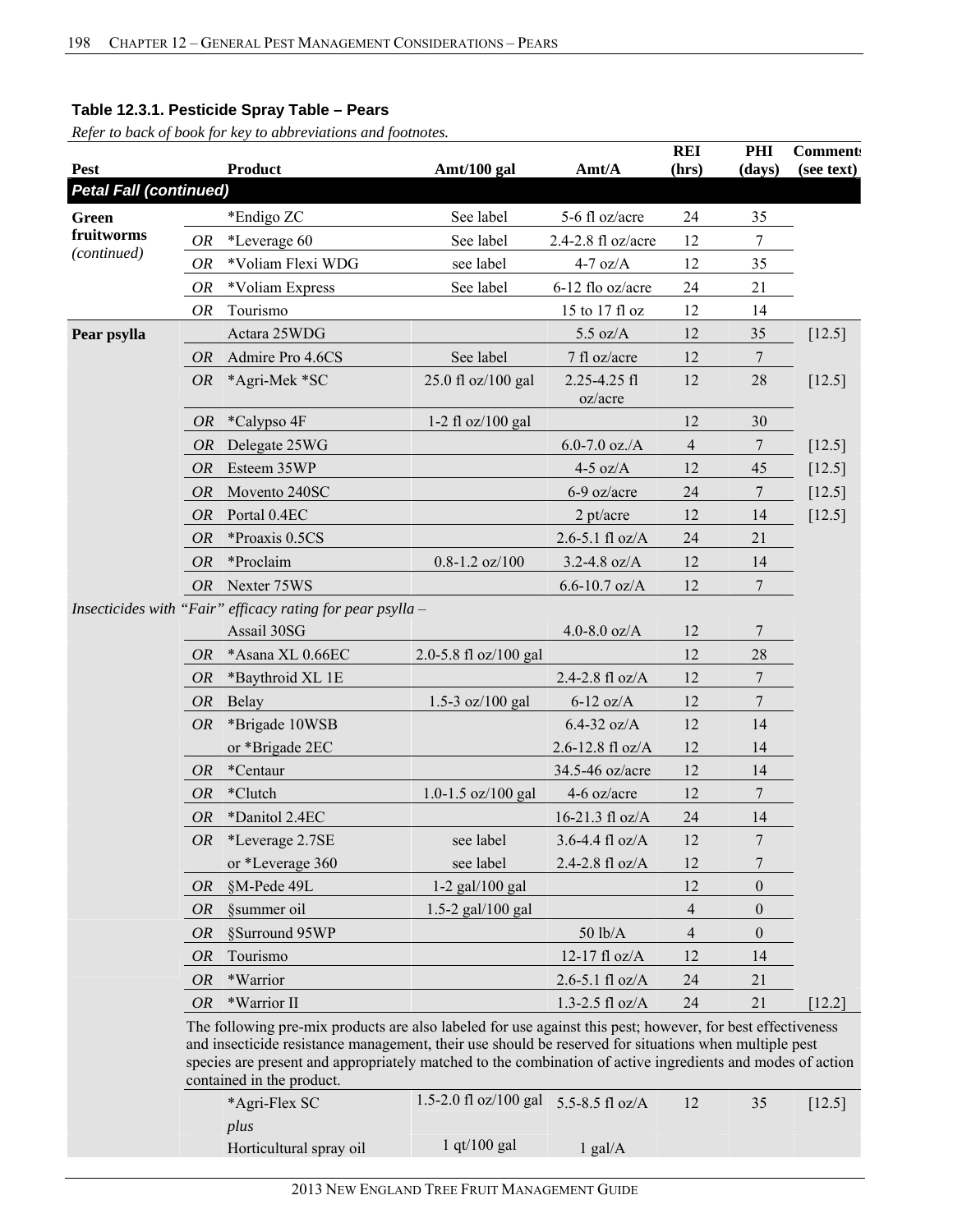**Table 12.3.1. Pesticide Spray Table – Pears**

*Refer to back of book for key to abbreviations and footnotes.*

| Pest | | Product | Amt/100 gal | Amt/A | REI (hrs) | PHI (days) | Comments (see text) |
|---|---|---|---|---|---|---|---|
| ***Petal Fall (continued)*** | | | | | | | |
| **Green fruitworms** *(continued)* | | *Endigo ZC | See label | 5-6 fl oz/acre | 24 | 35 | |
| | *OR* | *Leverage 60 | See label | 2.4-2.8 fl oz/acre | 12 | 7 | |
| | *OR* | *Voliam Flexi WDG | see label | 4-7 oz/A | 12 | 35 | |
| | *OR* | *Voliam Express | See label | 6-12 flo oz/acre | 24 | 21 | |
| | *OR* | Tourismo | | 15 to 17 fl oz | 12 | 14 | |
| **Pear psylla** | | Actara 25WDG | | 5.5 oz/A | 12 | 35 | [12.5] |
| | *OR* | Admire Pro 4.6CS | See label | 7 fl oz/acre | 12 | 7 | |
| | *OR* | *Agri-Mek *SC | 25.0 fl oz/100 gal | 2.25-4.25 fl oz/acre | 12 | 28 | [12.5] |
| | *OR* | *Calypso 4F | 1-2 fl oz/100 gal | | 12 | 30 | |
| | *OR* | Delegate 25WG | | 6.0-7.0 oz./A | 4 | 7 | [12.5] |
| | *OR* | Esteem 35WP | | 4-5 oz/A | 12 | 45 | [12.5] |
| | *OR* | Movento 240SC | | 6-9 oz/acre | 24 | 7 | [12.5] |
| | *OR* | Portal 0.4EC | | 2 pt/acre | 12 | 14 | [12.5] |
| | *OR* | *Proaxis 0.5CS | | 2.6-5.1 fl oz/A | 24 | 21 | |
| | *OR* | *Proclaim | 0.8-1.2 oz/100 | 3.2-4.8 oz/A | 12 | 14 | |
| | *OR* | Nexter 75WS | | 6.6-10.7 oz/A | 12 | 7 | |
| *Insecticides with "Fair" efficacy rating for pear psylla –* | | | | | | | |
| | | Assail 30SG | | 4.0-8.0 oz/A | 12 | 7 | |
| | *OR* | *Asana XL 0.66EC | 2.0-5.8 fl oz/100 gal | | 12 | 28 | |
| | *OR* | *Baythroid XL 1E | | 2.4-2.8 fl oz/A | 12 | 7 | |
| | *OR* | Belay | 1.5-3 oz/100 gal | 6-12 oz/A | 12 | 7 | |
| | *OR* | *Brigade 10WSB | | 6.4-32 oz/A | 12 | 14 | |
| | | or *Brigade 2EC | | 2.6-12.8 fl oz/A | 12 | 14 | |
| | *OR* | *Centaur | | 34.5-46 oz/acre | 12 | 14 | |
| | *OR* | *Clutch | 1.0-1.5 oz/100 gal | 4-6 oz/acre | 12 | 7 | |
| | *OR* | *Danitol 2.4EC | | 16-21.3 fl oz/A | 24 | 14 | |
| | *OR* | *Leverage 2.7SE | see label | 3.6-4.4 fl oz/A | 12 | 7 | |
| | | or *Leverage 360 | see label | 2.4-2.8 fl oz/A | 12 | 7 | |
| | *OR* | §M-Pede 49L | 1-2 gal/100 gal | | 12 | 0 | |
| | *OR* | §summer oil | 1.5-2 gal/100 gal | | 4 | 0 | |
| | *OR* | §Surround 95WP | | 50 lb/A | 4 | 0 | |
| | *OR* | Tourismo | | 12-17 fl oz/A | 12 | 14 | |
| | *OR* | *Warrior | | 2.6-5.1 fl oz/A | 24 | 21 | |
| | *OR* | *Warrior II | | 1.3-2.5 fl oz/A | 24 | 21 | [12.2] |
| | | The following pre-mix products are also labeled for use against this pest; however, for best effectiveness and insecticide resistance management, their use should be reserved for situations when multiple pest species are present and appropriately matched to the combination of active ingredients and modes of action contained in the product. | | | | | |
| | | *Agri-Flex SC *plus* Horticultural spray oil | 1.5-2.0 fl oz/100 gal / 1 qt/100 gal | 5.5-8.5 fl oz/A / 1 gal/A | 12 | 35 | [12.5] |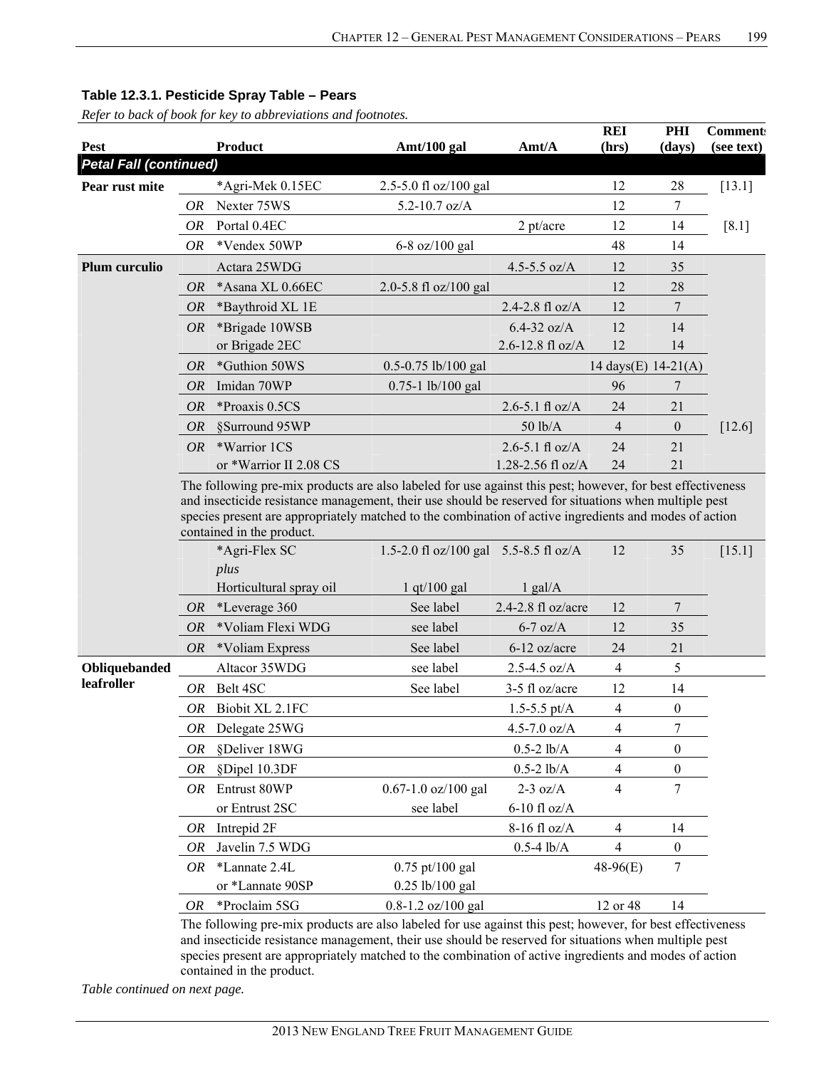### Table 12.3.1. Pesticide Spray Table – Pears

*Refer to back of book for key to abbreviations and footnotes.*

| Pest | | Product | Amt/100 gal | Amt/A | REI (hrs) | PHI (days) | Comments (see text) |
|---|---|---|---|---|---|---|---|
| ***Petal Fall (continued)*** | | | | | | | |
| **Pear rust mite** | | *Agri-Mek 0.15EC | 2.5-5.0 fl oz/100 gal | | 12 | 28 | [13.1] |
| | *OR* | Nexter 75WS | 5.2-10.7 oz/A | | 12 | 7 | |
| | *OR* | Portal 0.4EC | | 2 pt/acre | 12 | 14 | [8.1] |
| | *OR* | *Vendex 50WP | 6-8 oz/100 gal | | 48 | 14 | |
| **Plum curculio** | | Actara 25WDG | | 4.5-5.5 oz/A | 12 | 35 | [12.6] |
| | *OR* | *Asana XL 0.66EC | 2.0-5.8 fl oz/100 gal | | 12 | 28 | |
| | *OR* | *Baythroid XL 1E | | 2.4-2.8 fl oz/A | 12 | 7 | |
| | *OR* | *Brigade 10WSB or Brigade 2EC | | 6.4-32 oz/A 2.6-12.8 fl oz/A | 12 12 | 14 14 | |
| | *OR* | *Guthion 50WS | 0.5-0.75 lb/100 gal | | 14 days(E) | 14-21(A) | |
| | *OR* | Imidan 70WP | 0.75-1 lb/100 gal | | 96 | 7 | |
| | *OR* | *Proaxis 0.5CS | | 2.6-5.1 fl oz/A | 24 | 21 | |
| | *OR* | §Surround 95WP | | 50 lb/A | 4 | 0 | |
| | *OR* | *Warrior 1CS or *Warrior II 2.08 CS | | 2.6-5.1 fl oz/A 1.28-2.56 fl oz/A | 24 24 | 21 21 | |
| | | The following pre-mix products are also labeled for use against this pest; however, for best effectiveness and insecticide resistance management, their use should be reserved for situations when multiple pest species present are appropriately matched to the combination of active ingredients and modes of action contained in the product. | | | | | |
| | | *Agri-Flex SC *plus* Horticultural spray oil | 1.5-2.0 fl oz/100 gal 1 qt/100 gal | 5.5-8.5 fl oz/A 1 gal/A | 12 | 35 | [15.1] |
| | *OR* | *Leverage 360 | See label | 2.4-2.8 fl oz/acre | 12 | 7 | |
| | *OR* | *Voliam Flexi WDG | see label | 6-7 oz/A | 12 | 35 | |
| | *OR* | *Voliam Express | See label | 6-12 oz/acre | 24 | 21 | |
| **Obliquebanded leafroller** | | Altacor 35WDG | see label | 2.5-4.5 oz/A | 4 | 5 | |
| | *OR* | Belt 4SC | See label | 3-5 fl oz/acre | 12 | 14 | |
| | *OR* | Biobit XL 2.1FC | | 1.5-5.5 pt/A | 4 | 0 | |
| | *OR* | Delegate 25WG | | 4.5-7.0 oz/A | 4 | 7 | |
| | *OR* | §Deliver 18WG | | 0.5-2 lb/A | 4 | 0 | |
| | *OR* | §Dipel 10.3DF | | 0.5-2 lb/A | 4 | 0 | |
| | *OR* | Entrust 80WP or Entrust 2SC | 0.67-1.0 oz/100 gal see label | 2-3 oz/A 6-10 fl oz/A | 4 | 7 | |
| | *OR* | Intrepid 2F | | 8-16 fl oz/A | 4 | 14 | |
| | *OR* | Javelin 7.5 WDG | | 0.5-4 lb/A | 4 | 0 | |
| | *OR* | *Lannate 2.4L or *Lannate 90SP | 0.75 pt/100 gal 0.25 lb/100 gal | | 48-96(E) | 7 | |
| | *OR* | *Proclaim 5SG | 0.8-1.2 oz/100 gal | | 12 or 48 | 14 | |
| | | The following pre-mix products are also labeled for use against this pest; however, for best effectiveness and insecticide resistance management, their use should be reserved for situations when multiple pest species present are appropriately matched to the combination of active ingredients and modes of action contained in the product. | | | | | |

*Table continued on next page.*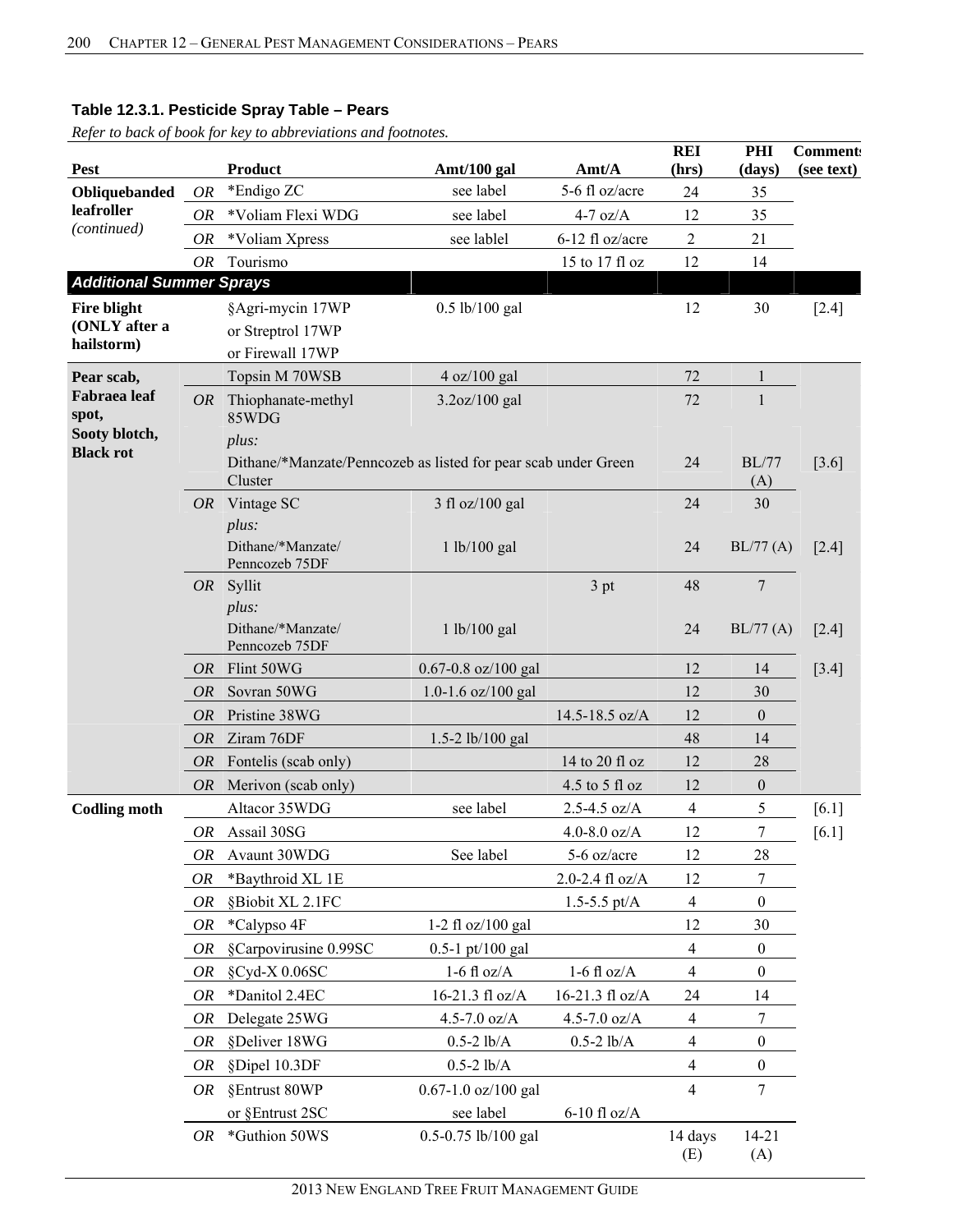**Table 12.3.1. Pesticide Spray Table – Pears**

*Refer to back of book for key to abbreviations and footnotes.*

| Pest | | Product | Amt/100 gal | Amt/A | REI (hrs) | PHI (days) | Comments (see text) |
|---|---|---|---|---|---|---|---|
| **Obliquebanded leafroller** *(continued)* | *OR* | *Endigo ZC | see label | 5-6 fl oz/acre | 24 | 35 | |
| | *OR* | *Voliam Flexi WDG | see label | 4-7 oz/A | 12 | 35 | |
| | *OR* | *Voliam Xpress | see lablel | 6-12 fl oz/acre | 2 | 21 | |
| | *OR* | Tourismo | | 15 to 17 fl oz | 12 | 14 | |
| ***Additional Summer Sprays*** | | | | | | | |
| **Fire blight (ONLY after a hailstorm)** | | §Agri-mycin 17WP or Streptrol 17WP or Firewall 17WP | 0.5 lb/100 gal | | 12 | 30 | [2.4] |
| **Pear scab, Fabraea leaf spot, Sooty blotch, Black rot** | | Topsin M 70WSB | 4 oz/100 gal | | 72 | 1 | |
| | *OR* | Thiophanate-methyl 85WDG | 3.2oz/100 gal | | 72 | 1 | |
| | | *plus:* Dithane/*Manzate/Penncozeb as listed for pear scab under Green Cluster | | | 24 | BL/77 (A) | [3.6] |
| | *OR* | Vintage SC | 3 fl oz/100 gal | | 24 | 30 | |
| | | *plus:* Dithane/*Manzate/ Penncozeb 75DF | 1 lb/100 gal | | 24 | BL/77 (A) | [2.4] |
| | *OR* | Syllit | | 3 pt | 48 | 7 | |
| | | *plus:* Dithane/*Manzate/ Penncozeb 75DF | 1 lb/100 gal | | 24 | BL/77 (A) | [2.4] |
| | *OR* | Flint 50WG | 0.67-0.8 oz/100 gal | | 12 | 14 | [3.4] |
| | *OR* | Sovran 50WG | 1.0-1.6 oz/100 gal | | 12 | 30 | |
| | *OR* | Pristine 38WG | | 14.5-18.5 oz/A | 12 | 0 | |
| | *OR* | Ziram 76DF | 1.5-2 lb/100 gal | | 48 | 14 | |
| | *OR* | Fontelis (scab only) | | 14 to 20 fl oz | 12 | 28 | |
| | *OR* | Merivon (scab only) | | 4.5 to 5 fl oz | 12 | 0 | |
| **Codling moth** | | Altacor 35WDG | see label | 2.5-4.5 oz/A | 4 | 5 | [6.1] |
| | *OR* | Assail 30SG | | 4.0-8.0 oz/A | 12 | 7 | [6.1] |
| | *OR* | Avaunt 30WDG | See label | 5-6 oz/acre | 12 | 28 | |
| | *OR* | *Baythroid XL 1E | | 2.0-2.4 fl oz/A | 12 | 7 | |
| | *OR* | §Biobit XL 2.1FC | | 1.5-5.5 pt/A | 4 | 0 | |
| | *OR* | *Calypso 4F | 1-2 fl oz/100 gal | | 12 | 30 | |
| | *OR* | §Carpovirusine 0.99SC | 0.5-1 pt/100 gal | | 4 | 0 | |
| | *OR* | §Cyd-X 0.06SC | 1-6 fl oz/A | 1-6 fl oz/A | 4 | 0 | |
| | *OR* | *Danitol 2.4EC | 16-21.3 fl oz/A | 16-21.3 fl oz/A | 24 | 14 | |
| | *OR* | Delegate 25WG | 4.5-7.0 oz/A | 4.5-7.0 oz/A | 4 | 7 | |
| | *OR* | §Deliver 18WG | 0.5-2 lb/A | 0.5-2 lb/A | 4 | 0 | |
| | *OR* | §Dipel 10.3DF | 0.5-2 lb/A | | 4 | 0 | |
| | *OR* | §Entrust 80WP | 0.67-1.0 oz/100 gal | | 4 | 7 | |
| | | or §Entrust 2SC | see label | 6-10 fl oz/A | | | |
| | *OR* | *Guthion 50WS | 0.5-0.75 lb/100 gal | | 14 days (E) | 14-21 (A) | |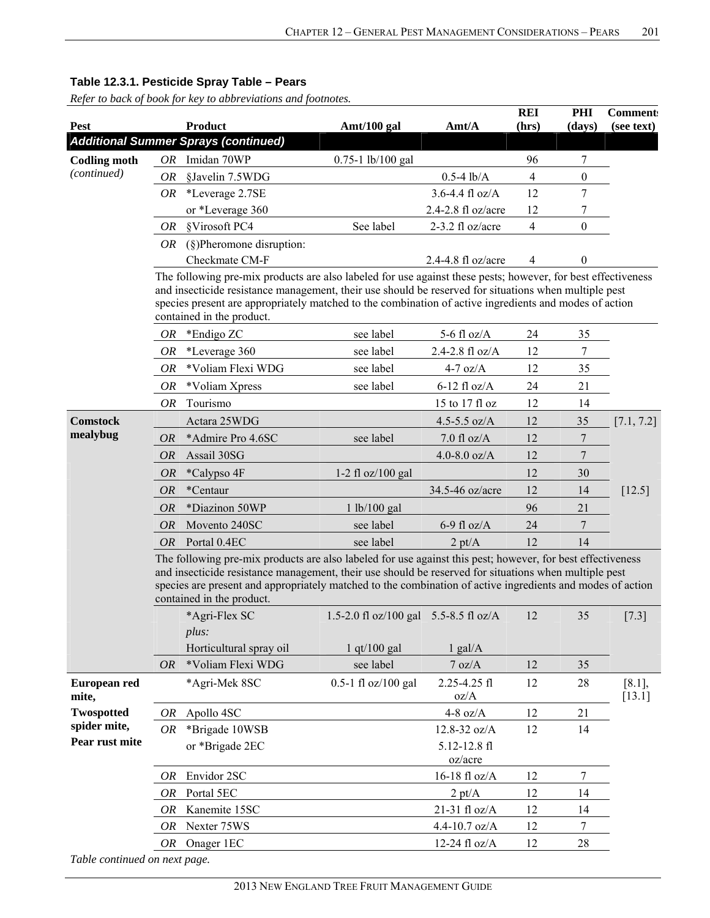**Table 12.3.1. Pesticide Spray Table – Pears**

*Refer to back of book for key to abbreviations and footnotes.*

| Pest | | Product | Amt/100 gal | Amt/A | REI (hrs) | PHI (days) | Comments (see text) |
|---|---|---|---|---|---|---|---|
| ***Additional Summer Sprays (continued)*** | | | | | | | |
| **Codling moth** *(continued)* | *OR* | Imidan 70WP | 0.75-1 lb/100 gal | | 96 | 7 | |
| | *OR* | §Javelin 7.5WDG | | 0.5-4 lb/A | 4 | 0 | |
| | *OR* | *Leverage 2.7SE | | 3.6-4.4 fl oz/A | 12 | 7 | |
| | | or *Leverage 360 | | 2.4-2.8 fl oz/acre | 12 | 7 | |
| | *OR* | §Virosoft PC4 | See label | 2-3.2 fl oz/acre | 4 | 0 | |
| | *OR* | (§)Pheromone disruption: Checkmate CM-F | | 2.4-4.8 fl oz/acre | 4 | 0 | |
| | | The following pre-mix products are also labeled for use against these pests; however, for best effectiveness and insecticide resistance management, their use should be reserved for situations when multiple pest species present are appropriately matched to the combination of active ingredients and modes of action contained in the product. | | | | | |
| | *OR* | *Endigo ZC | see label | 5-6 fl oz/A | 24 | 35 | |
| | *OR* | *Leverage 360 | see label | 2.4-2.8 fl oz/A | 12 | 7 | |
| | *OR* | *Voliam Flexi WDG | see label | 4-7 oz/A | 12 | 35 | |
| | *OR* | *Voliam Xpress | see label | 6-12 fl oz/A | 24 | 21 | |
| | *OR* | Tourismo | | 15 to 17 fl oz | 12 | 14 | |
| **Comstock mealybug** | | Actara 25WDG | | 4.5-5.5 oz/A | 12 | 35 | [7.1, 7.2] |
| | *OR* | *Admire Pro 4.6SC | see label | 7.0 fl oz/A | 12 | 7 | |
| | *OR* | Assail 30SG | | 4.0-8.0 oz/A | 12 | 7 | |
| | *OR* | *Calypso 4F | 1-2 fl oz/100 gal | | 12 | 30 | |
| | *OR* | *Centaur | | 34.5-46 oz/acre | 12 | 14 | [12.5] |
| | *OR* | *Diazinon 50WP | 1 lb/100 gal | | 96 | 21 | |
| | *OR* | Movento 240SC | see label | 6-9 fl oz/A | 24 | 7 | |
| | *OR* | Portal 0.4EC | see label | 2 pt/A | 12 | 14 | |
| | | The following pre-mix products are also labeled for use against this pest; however, for best effectiveness and insecticide resistance management, their use should be reserved for situations when multiple pest species are present and appropriately matched to the combination of active ingredients and modes of action contained in the product. | | | | | |
| | | *Agri-Flex SC *plus:* Horticultural spray oil | 1.5-2.0 fl oz/100 gal; 1 qt/100 gal | 5.5-8.5 fl oz/A; 1 gal/A | 12 | 35 | [7.3] |
| | *OR* | *Voliam Flexi WDG | see label | 7 oz/A | 12 | 35 | |
| **European red mite, Twospotted spider mite, Pear rust mite** | | *Agri-Mek 8SC | 0.5-1 fl oz/100 gal | 2.25-4.25 fl oz/A | 12 | 28 | [8.1], [13.1] |
| | *OR* | Apollo 4SC | | 4-8 oz/A | 12 | 21 | |
| | *OR* | *Brigade 10WSB | | 12.8-32 oz/A | 12 | 14 | |
| | | or *Brigade 2EC | | 5.12-12.8 fl oz/acre | | | |
| | *OR* | Envidor 2SC | | 16-18 fl oz/A | 12 | 7 | |
| | *OR* | Portal 5EC | | 2 pt/A | 12 | 14 | |
| | *OR* | Kanemite 15SC | | 21-31 fl oz/A | 12 | 14 | |
| | *OR* | Nexter 75WS | | 4.4-10.7 oz/A | 12 | 7 | |
| | *OR* | Onager 1EC | | 12-24 fl oz/A | 12 | 28 | |

*Table continued on next page.*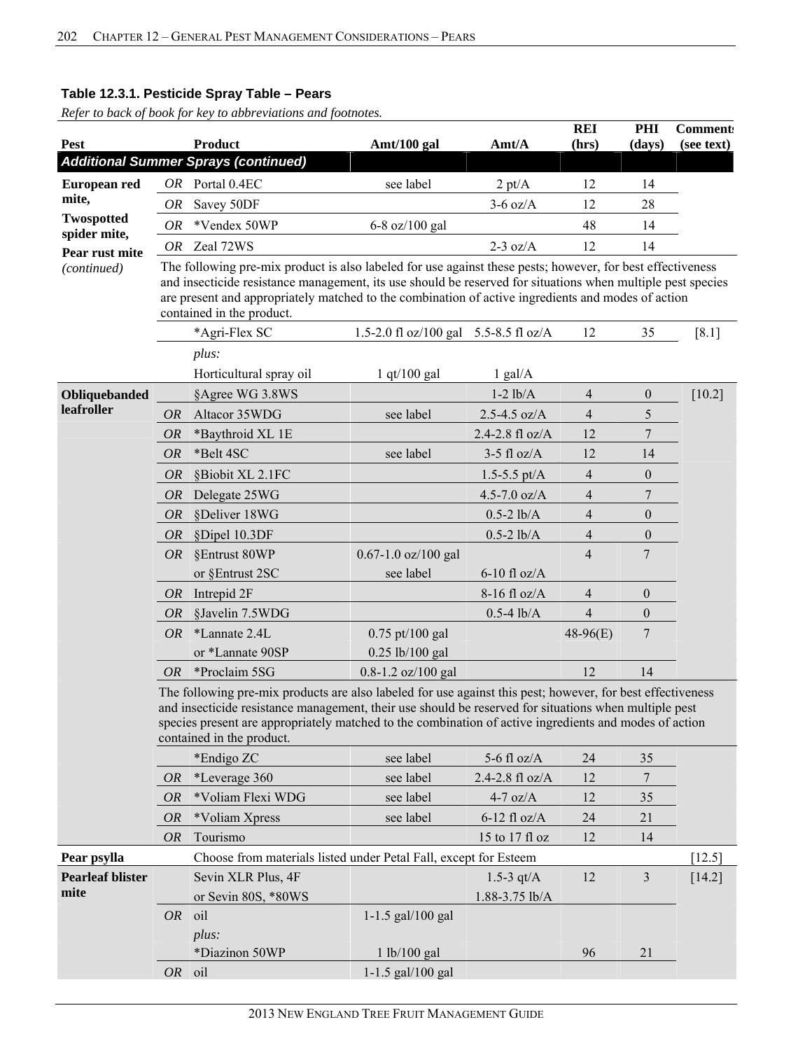### Table 12.3.1. Pesticide Spray Table – Pears

*Refer to back of book for key to abbreviations and footnotes.*

| Pest | | Product | Amt/100 gal | Amt/A | REI (hrs) | PHI (days) | Comments (see text) |
|---|---|---|---|---|---|---|---|
| ***Additional Summer Sprays (continued)*** | | | | | | | |
| **European red mite, Twospotted spider mite, Pear rust mite** *(continued)* | *OR* | Portal 0.4EC | see label | 2 pt/A | 12 | 14 | |
| | *OR* | Savey 50DF | | 3-6 oz/A | 12 | 28 | |
| | *OR* | *Vendex 50WP | 6-8 oz/100 gal | | 48 | 14 | |
| | *OR* | Zeal 72WS | | 2-3 oz/A | 12 | 14 | |
| | | The following pre-mix product is also labeled for use against these pests; however, for best effectiveness and insecticide resistance management, its use should be reserved for situations when multiple pest species are present and appropriately matched to the combination of active ingredients and modes of action contained in the product. | | | | | |
| | | *Agri-Flex SC | 1.5-2.0 fl oz/100 gal | 5.5-8.5 fl oz/A | 12 | 35 | [8.1] |
| | | *plus:* | | | | | |
| | | Horticultural spray oil | 1 qt/100 gal | 1 gal/A | | | |
| **Obliquebanded leafroller** | | §Agree WG 3.8WS | | 1-2 lb/A | 4 | 0 | [10.2] |
| | *OR* | Altacor 35WDG | see label | 2.5-4.5 oz/A | 4 | 5 | |
| | *OR* | *Baythroid XL 1E | | 2.4-2.8 fl oz/A | 12 | 7 | |
| | *OR* | *Belt 4SC | see label | 3-5 fl oz/A | 12 | 14 | |
| | *OR* | §Biobit XL 2.1FC | | 1.5-5.5 pt/A | 4 | 0 | |
| | *OR* | Delegate 25WG | | 4.5-7.0 oz/A | 4 | 7 | |
| | *OR* | §Deliver 18WG | | 0.5-2 lb/A | 4 | 0 | |
| | *OR* | §Dipel 10.3DF | | 0.5-2 lb/A | 4 | 0 | |
| | *OR* | §Entrust 80WP | 0.67-1.0 oz/100 gal | | 4 | 7 | |
| | | or §Entrust 2SC | see label | 6-10 fl oz/A | | | |
| | *OR* | Intrepid 2F | | 8-16 fl oz/A | 4 | 0 | |
| | *OR* | §Javelin 7.5WDG | | 0.5-4 lb/A | 4 | 0 | |
| | *OR* | *Lannate 2.4L | 0.75 pt/100 gal | | 48-96(E) | 7 | |
| | | or *Lannate 90SP | 0.25 lb/100 gal | | | | |
| | *OR* | *Proclaim 5SG | 0.8-1.2 oz/100 gal | | 12 | 14 | |
| | | The following pre-mix products are also labeled for use against this pest; however, for best effectiveness and insecticide resistance management, their use should be reserved for situations when multiple pest species present are appropriately matched to the combination of active ingredients and modes of action contained in the product. | | | | | |
| | | *Endigo ZC | see label | 5-6 fl oz/A | 24 | 35 | |
| | *OR* | *Leverage 360 | see label | 2.4-2.8 fl oz/A | 12 | 7 | |
| | *OR* | *Voliam Flexi WDG | see label | 4-7 oz/A | 12 | 35 | |
| | *OR* | *Voliam Xpress | see label | 6-12 fl oz/A | 24 | 21 | |
| | *OR* | Tourismo | | 15 to 17 fl oz | 12 | 14 | |
| **Pear psylla** | | Choose from materials listed under Petal Fall, except for Esteem | | | | | [12.5] |
| **Pearleaf blister mite** | | Sevin XLR Plus, 4F | | 1.5-3 qt/A | 12 | 3 | [14.2] |
| | | or Sevin 80S, *80WS | | 1.88-3.75 lb/A | | | |
| | *OR* | oil | 1-1.5 gal/100 gal | | | | |
| | | *plus:* | | | | | |
| | | *Diazinon 50WP | 1 lb/100 gal | | 96 | 21 | |
| | *OR* | oil | 1-1.5 gal/100 gal | | | | |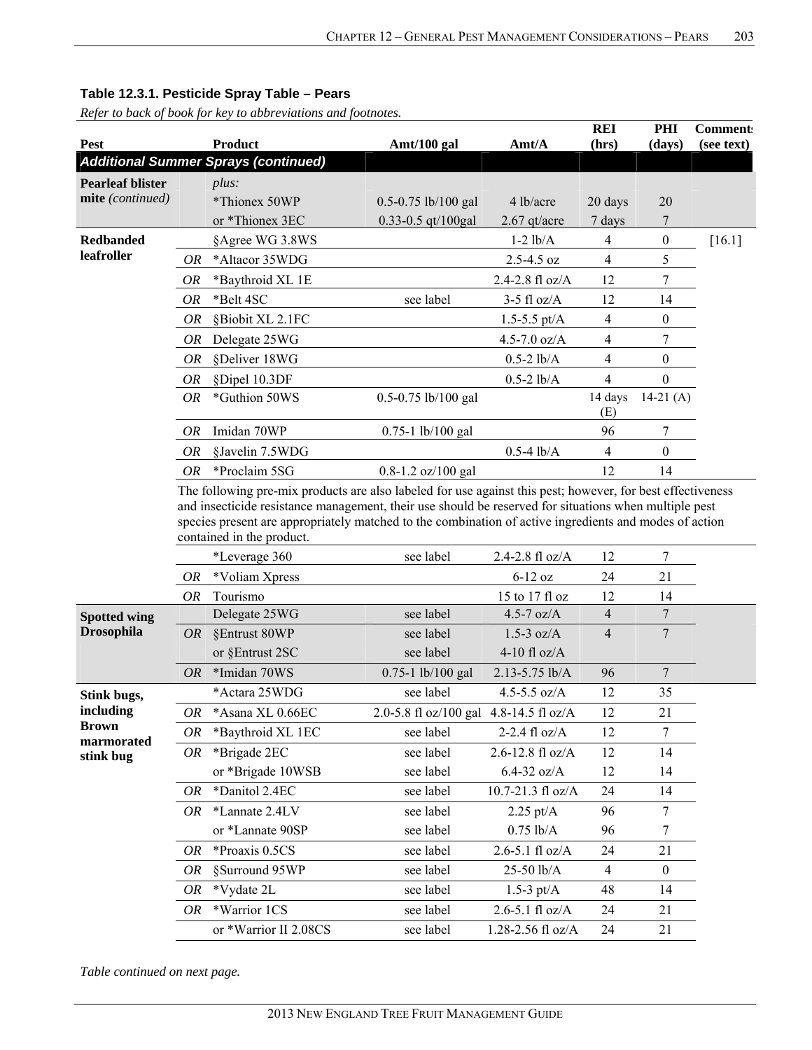### Table 12.3.1. Pesticide Spray Table – Pears

*Refer to back of book for key to abbreviations and footnotes.*

| Pest | | Product | Amt/100 gal | Amt/A | REI (hrs) | PHI (days) | Comments (see text) |
|---|---|---|---|---|---|---|---|
| ***Additional Summer Sprays (continued)*** | | | | | | | |
| **Pearleaf blister mite** *(continued)* | | *plus:* | | | | | |
| | | *Thionex 50WP | 0.5-0.75 lb/100 gal | 4 lb/acre | 20 days | 20 | |
| | | or *Thionex 3EC | 0.33-0.5 qt/100gal | 2.67 qt/acre | 7 days | 7 | |
| **Redbanded leafroller** | | §Agree WG 3.8WS | | 1-2 lb/A | 4 | 0 | [16.1] |
| | *OR* | *Altacor 35WDG | | 2.5-4.5 oz | 4 | 5 | |
| | *OR* | *Baythroid XL 1E | | 2.4-2.8 fl oz/A | 12 | 7 | |
| | *OR* | *Belt 4SC | see label | 3-5 fl oz/A | 12 | 14 | |
| | *OR* | §Biobit XL 2.1FC | | 1.5-5.5 pt/A | 4 | 0 | |
| | *OR* | Delegate 25WG | | 4.5-7.0 oz/A | 4 | 7 | |
| | *OR* | §Deliver 18WG | | 0.5-2 lb/A | 4 | 0 | |
| | *OR* | §Dipel 10.3DF | | 0.5-2 lb/A | 4 | 0 | |
| | *OR* | *Guthion 50WS | 0.5-0.75 lb/100 gal | | 14 days (E) | 14-21 (A) | |
| | *OR* | Imidan 70WP | 0.75-1 lb/100 gal | | 96 | 7 | |
| | *OR* | §Javelin 7.5WDG | | 0.5-4 lb/A | 4 | 0 | |
| | *OR* | *Proclaim 5SG | 0.8-1.2 oz/100 gal | | 12 | 14 | |
| | | The following pre-mix products are also labeled for use against this pest; however, for best effectiveness and insecticide resistance management, their use should be reserved for situations when multiple pest species present are appropriately matched to the combination of active ingredients and modes of action contained in the product. | | | | | |
| | | *Leverage 360 | see label | 2.4-2.8 fl oz/A | 12 | 7 | |
| | *OR* | *Voliam Xpress | | 6-12 oz | 24 | 21 | |
| | *OR* | Tourismo | | 15 to 17 fl oz | 12 | 14 | |
| **Spotted wing Drosophila** | | Delegate 25WG | see label | 4.5-7 oz/A | 4 | 7 | |
| | *OR* | §Entrust 80WP | see label | 1.5-3 oz/A | 4 | 7 | |
| | | or §Entrust 2SC | see label | 4-10 fl oz/A | | | |
| | *OR* | *Imidan 70WS | 0.75-1 lb/100 gal | 2.13-5.75 lb/A | 96 | 7 | |
| **Stink bugs, including Brown marmorated stink bug** | | *Actara 25WDG | see label | 4.5-5.5 oz/A | 12 | 35 | |
| | *OR* | *Asana XL 0.66EC | 2.0-5.8 fl oz/100 gal | 4.8-14.5 fl oz/A | 12 | 21 | |
| | *OR* | *Baythroid XL 1EC | see label | 2-2.4 fl oz/A | 12 | 7 | |
| | *OR* | *Brigade 2EC | see label | 2.6-12.8 fl oz/A | 12 | 14 | |
| | | or *Brigade 10WSB | see label | 6.4-32 oz/A | 12 | 14 | |
| | *OR* | *Danitol 2.4EC | see label | 10.7-21.3 fl oz/A | 24 | 14 | |
| | *OR* | *Lannate 2.4LV | see label | 2.25 pt/A | 96 | 7 | |
| | | or *Lannate 90SP | see label | 0.75 lb/A | 96 | 7 | |
| | *OR* | *Proaxis 0.5CS | see label | 2.6-5.1 fl oz/A | 24 | 21 | |
| | *OR* | §Surround 95WP | see label | 25-50 lb/A | 4 | 0 | |
| | *OR* | *Vydate 2L | see label | 1.5-3 pt/A | 48 | 14 | |
| | *OR* | *Warrior 1CS | see label | 2.6-5.1 fl oz/A | 24 | 21 | |
| | | or *Warrior II 2.08CS | see label | 1.28-2.56 fl oz/A | 24 | 21 | |

*Table continued on next page.*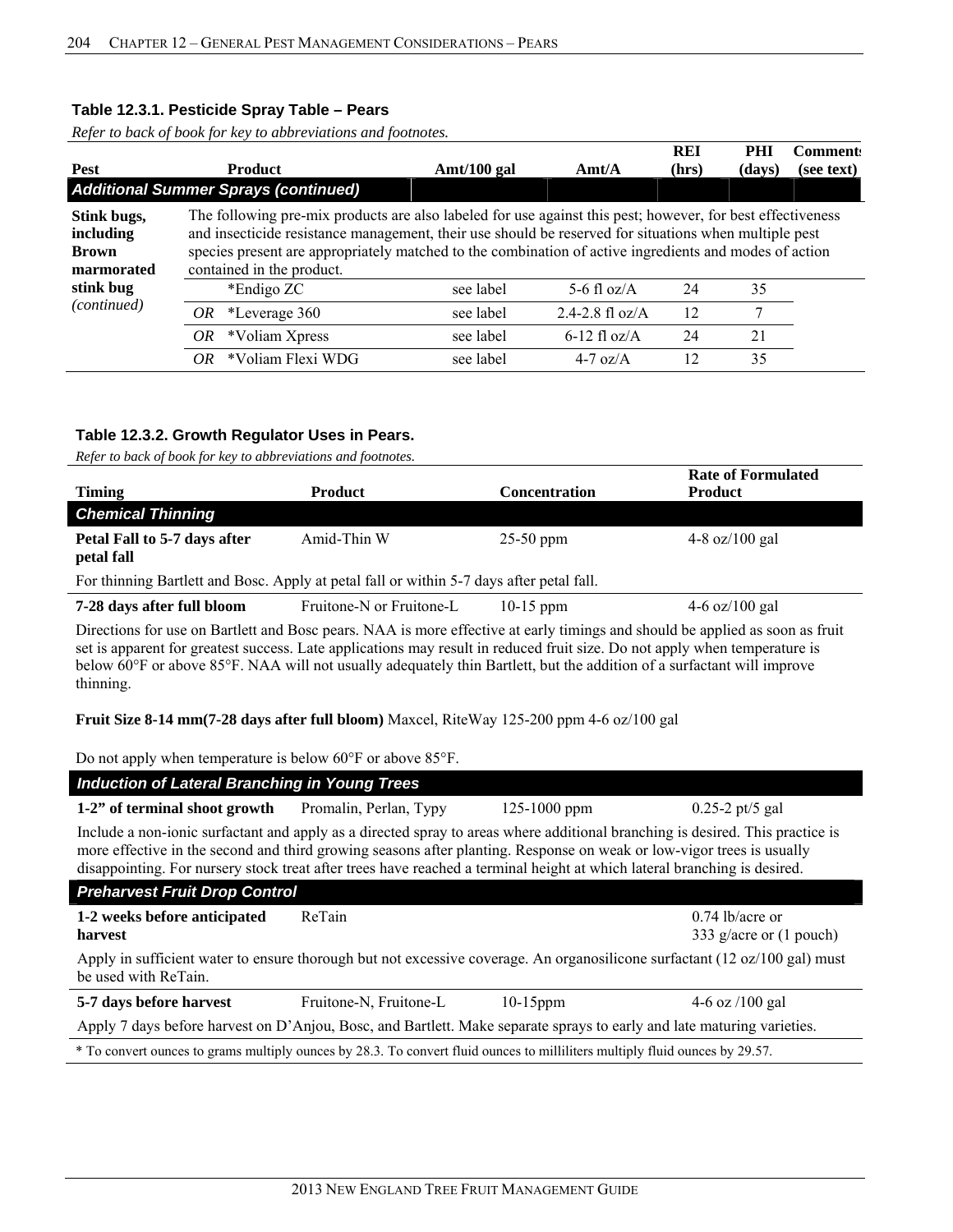### Table 12.3.1. Pesticide Spray Table – Pears

*Refer to back of book for key to abbreviations and footnotes.*

| Pest | Product | Amt/100 gal | Amt/A | REI (hrs) | PHI (days) | Comments (see text) |
|---|---|---|---|---|---|---|
| ***Additional Summer Sprays (continued)*** | | | | | | |
| **Stink bugs, including Brown marmorated stink bug** *(continued)* | The following pre-mix products are also labeled for use against this pest; however, for best effectiveness and insecticide resistance management, their use should be reserved for situations when multiple pest species present are appropriately matched to the combination of active ingredients and modes of action contained in the product. | | | | | |
| | *Endigo ZC | see label | 5-6 fl oz/A | 24 | 35 | |
| | *OR* *Leverage 360 | see label | 2.4-2.8 fl oz/A | 12 | 7 | |
| | *OR* *Voliam Xpress | see label | 6-12 fl oz/A | 24 | 21 | |
| | *OR* *Voliam Flexi WDG | see label | 4-7 oz/A | 12 | 35 | |

### Table 12.3.2. Growth Regulator Uses in Pears.

*Refer to back of book for key to abbreviations and footnotes.*

| Timing | Product | Concentration | Rate of Formulated Product |
|---|---|---|---|
| ***Chemical Thinning*** | | | |
| **Petal Fall to 5-7 days after petal fall** | Amid-Thin W | 25-50 ppm | 4-8 oz/100 gal |
| For thinning Bartlett and Bosc. Apply at petal fall or within 5-7 days after petal fall. | | | |
| **7-28 days after full bloom** | Fruitone-N or Fruitone-L | 10-15 ppm | 4-6 oz/100 gal |
| Directions for use on Bartlett and Bosc pears. NAA is more effective at early timings and should be applied as soon as fruit set is apparent for greatest success. Late applications may result in reduced fruit size. Do not apply when temperature is below 60°F or above 85°F. NAA will not usually adequately thin Bartlett, but the addition of a surfactant will improve thinning. | | | |
| **Fruit Size 8-14 mm(7-28 days after full bloom)** Maxcel, RiteWay 125-200 ppm 4-6 oz/100 gal | | | |
| Do not apply when temperature is below 60°F or above 85°F. | | | |
| ***Induction of Lateral Branching in Young Trees*** | | | |
| **1-2” of terminal shoot growth** | Promalin, Perlan, Typy | 125-1000 ppm | 0.25-2 pt/5 gal |
| Include a non-ionic surfactant and apply as a directed spray to areas where additional branching is desired. This practice is more effective in the second and third growing seasons after planting. Response on weak or low-vigor trees is usually disappointing. For nursery stock treat after trees have reached a terminal height at which lateral branching is desired. | | | |
| ***Preharvest Fruit Drop Control*** | | | |
| **1-2 weeks before anticipated harvest** | ReTain | | 0.74 lb/acre or 333 g/acre or (1 pouch) |
| Apply in sufficient water to ensure thorough but not excessive coverage. An organosilicone surfactant (12 oz/100 gal) must be used with ReTain. | | | |
| **5-7 days before harvest** | Fruitone-N, Fruitone-L | 10-15ppm | 4-6 oz /100 gal |
| Apply 7 days before harvest on D’Anjou, Bosc, and Bartlett. Make separate sprays to early and late maturing varieties. | | | |

* To convert ounces to grams multiply ounces by 28.3. To convert fluid ounces to milliliters multiply fluid ounces by 29.57.